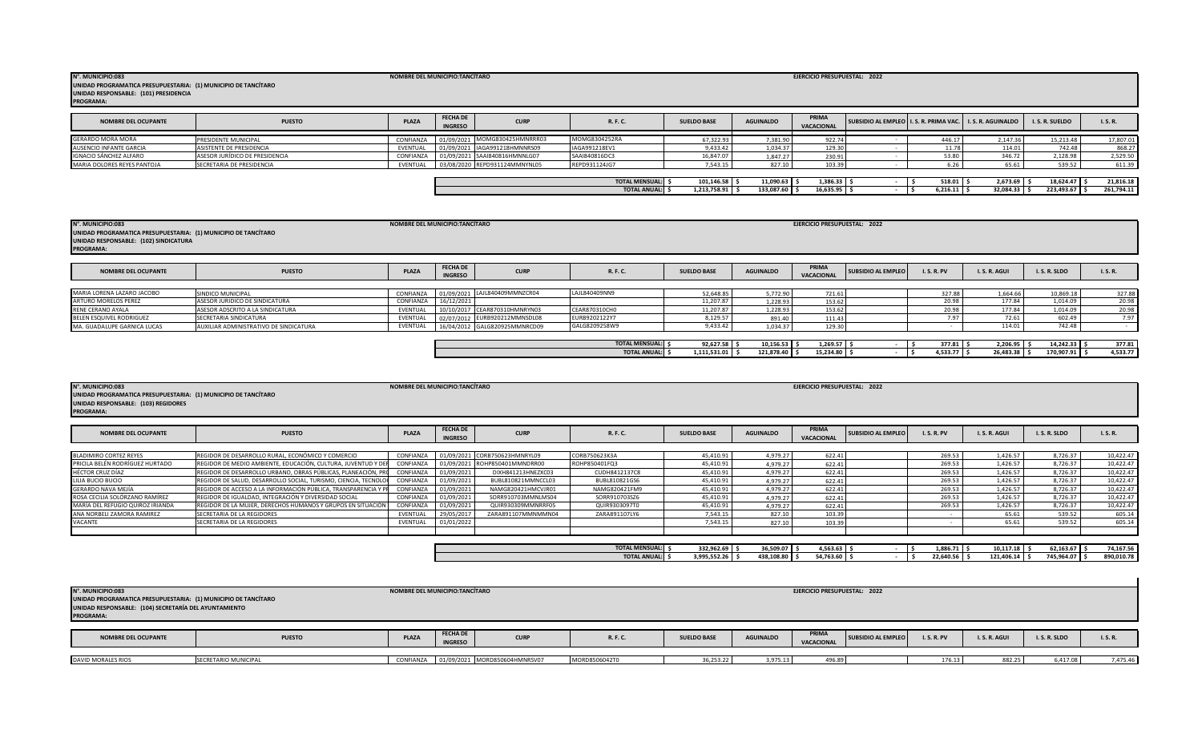**N°. MUNICIPIO:083** **NOMBRE DEL MUNICIPIO:TANCÍTARO** **EJERCICIO PRESUPUESTAL: 2022**
**UNIDAD PROGRAMATICA PRESUPUESTARIA: (1) MUNICIPIO DE TANCÍTARO**
**UNIDAD RESPONSABLE: (101) PRESIDENCIA**
**PROGRAMA:**

| NOMBRE DEL OCUPANTE | PUESTO | PLAZA | FECHA DE INGRESO | CURP | R. F. C. | SUELDO BASE | AGUINALDO | PRIMA VACACIONAL | SUBSIDIO AL EMPLEO | I. S. R. PRIMA VAC. | I. S. R. AGUINALDO | I. S. R. SUELDO | I. S. R. |
|---|---|---|---|---|---|---|---|---|---|---|---|---|---|
| GERARDO MORA MORA | PRESIDENTE MUNICIPAL | CONFIANZA | 01/09/2021 | MOMG830425HMNRRR03 | MOMG8304252RA | 67,322.93 | 7,381.90 | 922.74 | - | 446.17 | 2,147.36 | 15,213.48 | 17,807.01 |
| AUSENCIO INFANTE GARCIA | ASISTENTE DE PRESIDENCIA | EVENTUAL | 01/09/2021 | IAGA991218HMNNRS09 | IAGA991218EV1 | 9,433.42 | 1,034.37 | 129.30 | - | 11.78 | 114.01 | 742.48 | 868.27 |
| IGNACIO SÁNCHEZ ALFARO | ASESOR JURÍDICO DE PRESIDENCIA | CONFIANZA | 01/09/2021 | SAAI840816HMNNLG07 | SAAI840816DC3 | 16,847.07 | 1,847.27 | 230.91 | - | 53.80 | 346.72 | 2,128.98 | 2,529.50 |
| MARIA DOLORES REYES PANTOJA | SECRETARIA DE PRESIDENCIA | EVENTUAL | 03/08/2020 | REPD931124MMNYNL05 | REPD931124JG7 | 7,543.15 | 827.10 | 103.39 | - | 6.26 | 65.61 | 539.52 | 611.39 |
| | | | | | TOTAL MENSUAL: | $ 101,146.58 | $ 11,090.63 | $ 1,386.33 | $ - | $ 518.01 | $ 2,673.69 | $ 18,624.47 | $ 21,816.18 |
| | | | | | TOTAL ANUAL: | $ 1,213,758.91 | $ 133,087.60 | $ 16,635.95 | $ - | $ 6,216.11 | $ 32,084.33 | $ 223,493.67 | $ 261,794.11 |

**N°. MUNICIPIO:083** **NOMBRE DEL MUNICIPIO:TANCÍTARO** **EJERCICIO PRESUPUESTAL: 2022**
**UNIDAD PROGRAMATICA PRESUPUESTARIA: (1) MUNICIPIO DE TANCÍTARO**
**UNIDAD RESPONSABLE: (102) SINDICATURA**
**PROGRAMA:**

| NOMBRE DEL OCUPANTE | PUESTO | PLAZA | FECHA DE INGRESO | CURP | R. F. C. | SUELDO BASE | AGUINALDO | PRIMA VACACIONAL | SUBSIDIO AL EMPLEO | I. S. R. PV | I. S. R. AGUI | I. S. R. SLDO | I. S. R. |
|---|---|---|---|---|---|---|---|---|---|---|---|---|---|
| MARIA LORENA LAZARO JACOBO | SINDICO MUNICIPAL | CONFIANZA | 01/09/2021 | LAJL840409MMNZCR04 | LAJL840409NN9 | 52,648.85 | 5,772.90 | 721.61 | | 327.88 | 1,664.66 | 10,869.18 | 327.88 |
| ARTURO MORELOS PEREZ | ASESOR JURIDICO DE SINDICATURA | CONFIANZA | 16/12/2021 | | | 11,207.87 | 1,228.93 | 153.62 | | 20.98 | 177.84 | 1,014.09 | 20.98 |
| RENE CERANO AYALA | ASESOR ADSCRITO A LA SINDICATURA | EVENTUAL | 10/10/2017 | CEAR870310HMNRYN03 | CEAR870310CH0 | 11,207.87 | 1,228.93 | 153.62 | | 20.98 | 177.84 | 1,014.09 | 20.98 |
| BELEN ESQUIVEL RODRIGUEZ | SECRETARIA SINDICATURA | EVENTUAL | 02/07/2012 | EURB920212MMNSDL08 | EURB9202122Y7 | 8,129.57 | 891.40 | 111.43 | | 7.97 | 72.61 | 602.49 | 7.97 |
| MA. GUADALUPE GARNICA LUCAS | AUXILIAR ADMINISTRATIVO DE SINDICATURA | EVENTUAL | 16/04/2012 | GALG820925MMNRCD09 | GALG8209258W9 | 9,433.42 | 1,034.37 | 129.30 | | - | 114.01 | 742.48 | - |
| | | | | | TOTAL MENSUAL: | $ 92,627.58 | $ 10,156.53 | $ 1,269.57 | $ - | $ 377.81 | $ 2,206.95 | $ 14,242.33 | $ 377.81 |
| | | | | | TOTAL ANUAL: | $ 1,111,531.01 | $ 121,878.40 | $ 15,234.80 | $ - | $ 4,533.77 | $ 26,483.38 | $ 170,907.91 | $ 4,533.77 |

**N°. MUNICIPIO:083** **NOMBRE DEL MUNICIPIO:TANCÍTARO** **EJERCICIO PRESUPUESTAL: 2022**
**UNIDAD PROGRAMATICA PRESUPUESTARIA: (1) MUNICIPIO DE TANCÍTARO**
**UNIDAD RESPONSABLE: (103) REGIDORES**
**PROGRAMA:**

| NOMBRE DEL OCUPANTE | PUESTO | PLAZA | FECHA DE INGRESO | CURP | R. F. C. | SUELDO BASE | AGUINALDO | PRIMA VACACIONAL | SUBSIDIO AL EMPLEO | I. S. R. PV | I. S. R. AGUI | I. S. R. SLDO | I. S. R. |
|---|---|---|---|---|---|---|---|---|---|---|---|---|---|
| BLADIMIRO CORTEZ REYES | REGIDOR DE DESARROLLO RURAL, ECONÓMICO Y COMERCIO | CONFIANZA | 01/09/2021 | CORB750623HMNRYL09 | CORB750623K3A | 45,410.91 | 4,979.27 | 622.41 | | 269.53 | 1,426.57 | 8,726.37 | 10,422.47 |
| PRICILA BELÉN RODRÍGUEZ HURTADO | REGIDOR DE MEDIO AMBIENTE, EDUCACIÓN, CULTURA, JUVENTUD Y DE | CONFIANZA | 01/09/2021 | ROHP850401MMNDRR00 | ROHP850401FQ3 | 45,410.91 | 4,979.27 | 622.41 | | 269.53 | 1,426.57 | 8,726.37 | 10,422.47 |
| HÉCTOR CRUZ DÍAZ | REGIDOR DE DESARROLLO URBANO, OBRAS PÚBLICAS, PLANEACIÓN, PR | CONFIANZA | 01/09/2021 | DIXH841213HNEZXC03 | CUDH8412137C8 | 45,410.91 | 4,979.27 | 622.41 | | 269.53 | 1,426.57 | 8,726.37 | 10,422.47 |
| LILIA BUCIO BUCIO | REGIDOR DE SALUD, DESARROLLO SOCIAL, TURISMO, CIENCIA, TECNOLO | CONFIANZA | 01/09/2021 | BUBL810821MMNCCL03 | BUBL810821GS6 | 45,410.91 | 4,979.27 | 622.41 | | 269.53 | 1,426.57 | 8,726.37 | 10,422.47 |
| GERARDO NAVA MEJÍA | REGIDOR DE ACCESO A LA INFORMACIÓN PÚBLICA, TRANSPARENCIA Y P | CONFIANZA | 01/09/2021 | NAMG820421HMCVJR01 | NAMG820421FM9 | 45,410.91 | 4,979.27 | 622.41 | | 269.53 | 1,426.57 | 8,726.37 | 10,422.47 |
| ROSA CECILIA SOLÓRZANO RAMÍREZ | REGIDOR DE IGUALDAD, INTEGRACIÓN Y DIVERSIDAD SOCIAL | CONFIANZA | 01/09/2021 | SORR910703MMNLMS04 | SORR910703SZ6 | 45,410.91 | 4,979.27 | 622.41 | | 269.53 | 1,426.57 | 8,726.37 | 10,422.47 |
| MARÍA DEL REFUGIO QUIROZ IRIANDA | REGIDOR DE LA MUJER, DERECHOS HUMANOS Y GRUPOS EN SITUACIÓN | CONFIANZA | 01/09/2021 | QUIR930309MMNRRF05 | QUIR9303097T0 | 45,410.91 | 4,979.27 | 622.41 | | 269.53 | 1,426.57 | 8,726.37 | 10,422.47 |
| ANA NORBELI ZAMORA RAMIREZ | SECRETARIA DE LA REGIDORES | EVENTUAL | 29/05/2017 | ZARA891107MMNMMN04 | ZARA891107LY6 | 7,543.15 | 827.10 | 103.39 | | - | 65.61 | 539.52 | 605.14 |
| VACANTE | SECRETARIA DE LA REGIDORES | EVENTUAL | 01/01/2022 | | | 7,543.15 | 827.10 | 103.39 | | - | 65.61 | 539.52 | 605.14 |
| | | | | | TOTAL MENSUAL: | $ 332,962.69 | $ 36,509.07 | $ 4,563.63 | $ - | $ 1,886.71 | $ 10,117.18 | $ 62,163.67 | $ 74,167.56 |
| | | | | | TOTAL ANUAL: | $ 3,995,552.26 | $ 438,108.80 | $ 54,763.60 | $ - | $ 22,640.56 | $ 121,406.14 | $ 745,964.07 | $ 890,010.78 |

**N°. MUNICIPIO:083** **NOMBRE DEL MUNICIPIO:TANCÍTARO** **EJERCICIO PRESUPUESTAL: 2022**
**UNIDAD PROGRAMATICA PRESUPUESTARIA: (1) MUNICIPIO DE TANCÍTARO**
**UNIDAD RESPONSABLE: (104) SECRETARÍA DEL AYUNTAMIENTO**
**PROGRAMA:**

| NOMBRE DEL OCUPANTE | PUESTO | PLAZA | FECHA DE INGRESO | CURP | R. F. C. | SUELDO BASE | AGUINALDO | PRIMA VACACIONAL | SUBSIDIO AL EMPLEO | I. S. R. PV | I. S. R. AGUI | I. S. R. SLDO | I. S. R. |
|---|---|---|---|---|---|---|---|---|---|---|---|---|---|
| DAVID MORALES RIOS | SECRETARIO MUNICIPAL | CONFIANZA | 01/09/2021 | MORD850604HMNRSV07 | MORD8506042T0 | 36,253.22 | 3,975.13 | 496.89 | | 176.13 | 882.25 | 6,417.08 | 7,475.46 |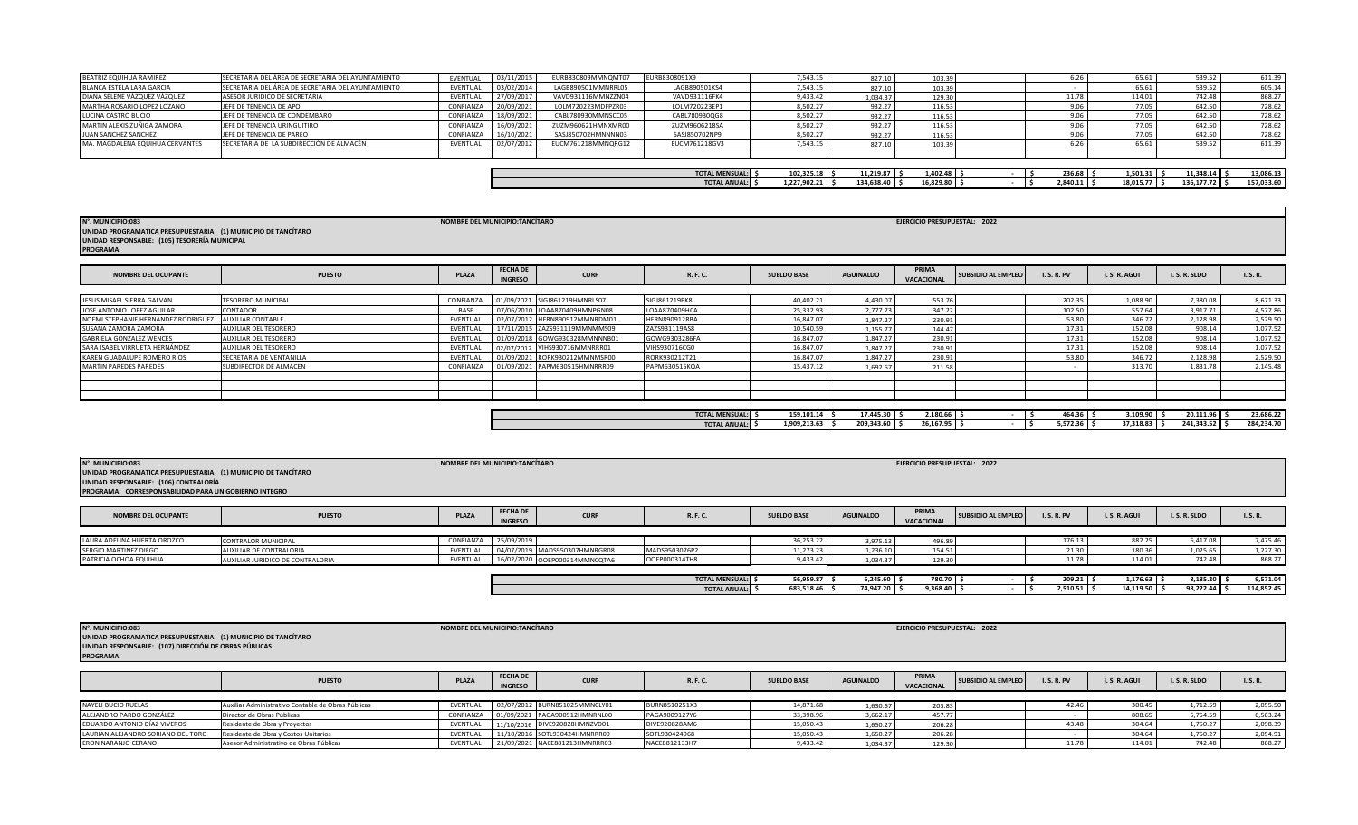| NOMBRE DEL OCUPANTE | PUESTO | PLAZA | FECHA DE INGRESO | CURP | R. F. C. | SUELDO BASE | AGUINALDO | PRIMA VACACIONAL | SUBSIDIO AL EMPLEO | I. S. R. PV | I. S. R. AGUI | I. S. R. SLDO | I. S. R. |
|---|---|---|---|---|---|---|---|---|---|---|---|---|---|
| BEATRIZ EQUIHUA RAMIREZ | SECRETARIA DEL ÁREA DE SECRETARIA DEL AYUNTAMIENTO | EVENTUAL | 03/11/2015 | EURB830809MMNQMT07 | EURB830809 1X9 | 7,543.15 | 827.10 | 103.39 | | 6.26 | 65.61 | 539.52 | 611.39 |
| BLANCA ESTELA LARA GARCIA | SECRETARIA DEL ÁREA DE SECRETARIA DEL AYUNTAMIENTO | EVENTUAL | 03/02/2014 | LAGB890501MMNRRL05 | LAGB890501KS4 | 7,543.15 | 827.10 | 103.39 | | - | 65.61 | 539.52 | 605.14 |
| DIANA SELENE VÁZQUEZ VÁZQUEZ | ASESOR JURIDICO DE SECRETARIA | EVENTUAL | 27/09/2017 | VAVD931116MMNZZN04 | VAVD931116FK4 | 9,433.42 | 1,034.37 | 129.30 | | 11.78 | 114.01 | 742.48 | 868.27 |
| MARTHA ROSARIO LOPEZ LOZANO | JEFE DE TENENCIA DE APO | CONFIANZA | 20/09/2021 | LOLM720223MDFPZR03 | LOLM720223EP1 | 8,502.27 | 932.27 | 116.53 | | 9.06 | 77.05 | 642.50 | 728.62 |
| LUCINA CASTRO BUCIO | JEFE DE TENENCIA DE CONDEMBARO | CONFIANZA | 18/09/2021 | CABL780930MMNSCC05 | CABL780930QG8 | 8,502.27 | 932.27 | 116.53 | | 9.06 | 77.05 | 642.50 | 728.62 |
| MARTIN ALEXIS ZUÑIGA ZAMORA | JEFE DE TENENCIA URINGUITIRO | CONFIANZA | 16/09/2021 | ZUZM960621HMNXMR00 | ZUZM960621 8SA | 8,502.27 | 932.27 | 116.53 | | 9.06 | 77.05 | 642.50 | 728.62 |
| JUAN SANCHEZ SANCHEZ | JEFE DE TENENCIA DE PAREO | CONFIANZA | 16/10/2021 | SASJ850702HMNNNN03 | SASJ850702NP9 | 8,502.27 | 932.27 | 116.53 | | 9.06 | 77.05 | 642.50 | 728.62 |
| MA. MAGDALENA EQUIHUA CERVANTES | SECRETARIA DE LA SUBDIRECCIÓN DE ALMACÉN | EVENTUAL | 02/07/2012 | EUCM761218MMNQRG12 | EUCM761218GV3 | 7,543.15 | 827.10 | 103.39 | | 6.26 | 65.61 | 539.52 | 611.39 |
| | | | | | TOTAL MENSUAL: | $ 102,325.18 | $ 11,219.87 | $ 1,402.48 | $ - | $ 236.68 | $ 1,501.31 | $ 11,348.14 | $ 13,086.13 |
| | | | | | TOTAL ANUAL: | $ 1,227,902.21 | $ 134,638.40 | $ 16,829.80 | $ - | $ 2,840.11 | $ 18,015.77 | $ 136,177.72 | $ 157,033.60 |

**N°. MUNICIPIO:083** NOMBRE DEL MUNICIPIO:TANCÍTARO EJERCICIO PRESUPUESTAL: 2022
**UNIDAD PROGRAMATICA PRESUPUESTARIA: (1) MUNICIPIO DE TANCÍTARO**
**UNIDAD RESPONSABLE: (105) TESORERÍA MUNICIPAL**
**PROGRAMA:**

| NOMBRE DEL OCUPANTE | PUESTO | PLAZA | FECHA DE INGRESO | CURP | R. F. C. | SUELDO BASE | AGUINALDO | PRIMA VACACIONAL | SUBSIDIO AL EMPLEO | I. S. R. PV | I. S. R. AGUI | I. S. R. SLDO | I. S. R. |
|---|---|---|---|---|---|---|---|---|---|---|---|---|---|
| JESUS MISAEL SIERRA GALVAN | TESORERO MUNICIPAL | CONFIANZA | 01/09/2021 | SIGJ861219HMNRLS07 | SIGJ861219PK8 | 40,402.21 | 4,430.07 | 553.76 | | 202.35 | 1,088.90 | 7,380.08 | 8,671.33 |
| JOSE ANTONIO LOPEZ AGUILAR | CONTADOR | BASE | 07/06/2010 | LOAA870409HMNPGN08 | LOAA870409HCA | 25,332.93 | 2,777.73 | 347.22 | | 102.50 | 557.64 | 3,917.71 | 4,577.86 |
| NOEMI STEPHANIE HERNANDEZ RODRIGUEZ | AUXILIAR CONTABLE | EVENTUAL | 02/07/2012 | HERN890912MMNRDM01 | HERN890912RBA | 16,847.07 | 1,847.27 | 230.91 | | 53.80 | 346.72 | 2,128.98 | 2,529.50 |
| SUSANA ZAMORA ZAMORA | AUXILIAR DEL TESORERO | EVENTUAL | 17/11/2015 | ZAZS931119MMNMMS09 | ZAZS931119AS8 | 10,540.59 | 1,155.77 | 144.47 | | 17.31 | 152.08 | 908.14 | 1,077.52 |
| GABRIELA GONZALEZ WENCES | AUXILIAR DEL TESORERO | EVENTUAL | 01/09/2018 | GOWG930328MMNNNB01 | GOWG930328 6FA | 16,847.07 | 1,847.27 | 230.91 | | 17.31 | 152.08 | 908.14 | 1,077.52 |
| SARA ISABEL VIRRUETA HERNÁNDEZ | AUXILIAR DEL TESORERO | EVENTUAL | 02/07/2012 | VIHS930716MMNRRR01 | VIHS930716CG0 | 16,847.07 | 1,847.27 | 230.91 | | 17.31 | 152.08 | 908.14 | 1,077.52 |
| KAREN GUADALUPE ROMERO RÍOS | SECRETARIA DE VENTANILLA | EVENTUAL | 01/09/2021 | RORK930212MMNMSR00 | RORK930212T21 | 16,847.07 | 1,847.27 | 230.91 | | 53.80 | 346.72 | 2,128.98 | 2,529.50 |
| MARTIN PAREDES PAREDES | SUBDIRECTOR DE ALMACEN | CONFIANZA | 01/09/2021 | PAPM630515HMNRRR09 | PAPM630515KQA | 15,437.12 | 1,692.67 | 211.58 | | - | 313.70 | 1,831.78 | 2,145.48 |
| | | | | | TOTAL MENSUAL: | $ 159,101.14 | $ 17,445.30 | $ 2,180.66 | $ - | $ 464.36 | $ 3,109.90 | $ 20,111.96 | $ 23,686.22 |
| | | | | | TOTAL ANUAL: | $ 1,909,213.63 | $ 209,343.60 | $ 26,167.95 | $ - | $ 5,572.36 | $ 37,318.83 | $ 241,343.52 | $ 284,234.70 |

**N°. MUNICIPIO:083** NOMBRE DEL MUNICIPIO:TANCÍTARO EJERCICIO PRESUPUESTAL: 2022
**UNIDAD PROGRAMATICA PRESUPUESTARIA: (1) MUNICIPIO DE TANCÍTARO**
**UNIDAD RESPONSABLE: (106) CONTRALORÍA**
**PROGRAMA: CORRESPONSABILIDAD PARA UN GOBIERNO INTEGRO**

| NOMBRE DEL OCUPANTE | PUESTO | PLAZA | FECHA DE INGRESO | CURP | R. F. C. | SUELDO BASE | AGUINALDO | PRIMA VACACIONAL | SUBSIDIO AL EMPLEO | I. S. R. PV | I. S. R. AGUI | I. S. R. SLDO | I. S. R. |
|---|---|---|---|---|---|---|---|---|---|---|---|---|---|
| LAURA ADELINA HUERTA OROZCO | CONTRALOR MUNICIPAL | CONFIANZA | 25/09/2019 | | | 36,253.22 | 3,975.13 | 496.89 | | 176.13 | 882.25 | 6,417.08 | 7,475.46 |
| SERGIO MARTINEZ DIEGO | AUXILIAR DE CONTRALORIA | EVENTUAL | 04/07/2019 | MADS950307HMNRGR08 | MADS950307 6P2 | 11,273.23 | 1,236.10 | 154.51 | | 21.30 | 180.36 | 1,025.65 | 1,227.30 |
| PATRICIA OCHOA EQUIHUA | AUXILIAR JURIDICO DE CONTRALORIA | EVENTUAL | 16/02/2020 | OOEP000314MMNCQTA6 | OOEP000314TH8 | 9,433.42 | 1,034.37 | 129.30 | | 11.78 | 114.01 | 742.48 | 868.27 |
| | | | | | TOTAL MENSUAL: | $ 56,959.87 | $ 6,245.60 | $ 780.70 | $ - | $ 209.21 | $ 1,176.63 | $ 8,185.20 | $ 9,571.04 |
| | | | | | TOTAL ANUAL: | $ 683,518.46 | $ 74,947.20 | $ 9,368.40 | $ - | $ 2,510.51 | $ 14,119.50 | $ 98,222.44 | $ 114,852.45 |

**N°. MUNICIPIO:083** NOMBRE DEL MUNICIPIO:TANCÍTARO EJERCICIO PRESUPUESTAL: 2022
**UNIDAD PROGRAMATICA PRESUPUESTARIA: (1) MUNICIPIO DE TANCÍTARO**
**UNIDAD RESPONSABLE: (107) DIRECCIÓN DE OBRAS PÚBLICAS**
**PROGRAMA:**

| | PUESTO | PLAZA | FECHA DE INGRESO | CURP | R. F. C. | SUELDO BASE | AGUINALDO | PRIMA VACACIONAL | SUBSIDIO AL EMPLEO | I. S. R. PV | I. S. R. AGUI | I. S. R. SLDO | I. S. R. |
|---|---|---|---|---|---|---|---|---|---|---|---|---|---|
| NAYELI BUCIO RUELAS | Auxiliar Administrativo Contable de Obras Públicas | EVENTUAL | 02/07/2012 | BURN851025MMNCLY01 | BURN8510251X3 | 14,871.68 | 1,630.67 | 203.83 | | 42.46 | 300.45 | 1,712.59 | 2,055.50 |
| ALEJANDRO PARDO GONZÁLEZ | Director de Obras Públicas | CONFIANZA | 01/09/2021 | PAGA900912HMNRNL00 | PAGA9009127Y6 | 33,398.96 | 3,662.17 | 457.77 | | - | 808.65 | 5,754.59 | 6,563.24 |
| EDUARDO ANTONIO DÍAZ VIVEROS | Residente de Obra y Proyectos | EVENTUAL | 11/10/2016 | DIVE920828HMNZVD01 | DIVE920828AM6 | 15,050.43 | 1,650.27 | 206.28 | | 43.48 | 304.64 | 1,750.27 | 2,098.39 |
| LAURIAN ALEJANDRO SORIANO DEL TORO | Residente de Obra y Costos Unitarios | EVENTUAL | 11/10/2016 | SOTL930424HMNRRR09 | SOTL930424968 | 15,050.43 | 1,650.27 | 206.28 | | - | 304.64 | 1,750.27 | 2,054.91 |
| ERON NARANJO CERANO | Asesor Administrativo de Obras Públicas | EVENTUAL | 21/09/2021 | NACE881213HMNRRR03 | NACE8812133H7 | 9,433.42 | 1,034.37 | 129.30 | | 11.78 | 114.01 | 742.48 | 868.27 |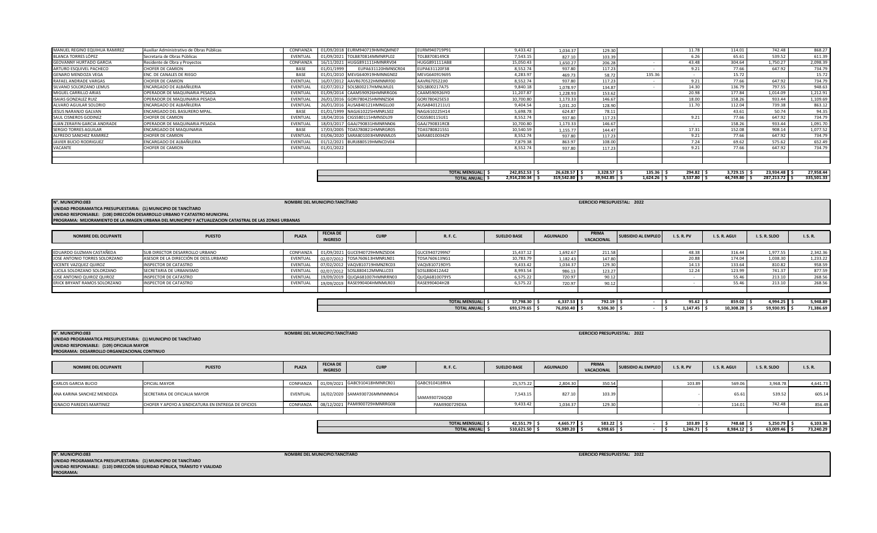| | | | | | | | | | | | | | |
|---|---|---|---|---|---|---|---|---|---|---|---|---|---|
| MANUEL REGINO EQUIHUA RAMIREZ | Auxiliar Administrativo de Obras Públicas | CONFIANZA | 01/09/2018 | EURM940719HMNQMN07 | EURM940719P91 | 9,433.42 | 1,034.37 | 129.30 | | 11.78 | 114.01 | 742.48 | 868.27 |
| BLANCA TORRES LÓPEZ | Secretaria de Obras Públicas | EVENTUAL | 01/09/2021 | TOLB870814MMNRPL02 | TOLB8708149C8 | 7,543.15 | 827.10 | 103.39 | | 6.26 | 65.61 | 539.52 | 611.39 |
| GEOVANNY HURTADO GARCIA | Residente de Obra y Proyectos | CONFIANZA | 16/11/2021 | HUGG891111HMNRRV04 | HUGG891111AB8 | 15,050.43 | 1,650.27 | 206.28 | - | 43.48 | 304.64 | 1,750.27 | 2,098.39 |
| ARTURO ESQUIVEL PACHECO | CHOFER DE CAMION | BASE | 01/01/1999 | EUPA631120HMNSCR04 | EUPA631120F38 | 8,552.74 | 937.80 | 117.23 | - | 9.21 | 77.66 | 647.92 | 734.79 |
| GENARO MENDOZA VEGA | ENC. DE CANALES DE RIEGO | BASE | 01/01/2010 | MEVG640919HMNNGN02 | MEVG640919695 | 4,283.97 | 469.73 | 58.72 | 135.36 | - | 15.72 | | 15.72 |
| RAFAEL ANDRADE VARGAS | CHOFER DE CAMION | EVENTUAL | 16/07/2012 | AAVR670522HMNNRF00 | AAVR670522JI0 | 8,552.74 | 937.80 | 117.23 | - | 9.21 | 77.66 | 647.92 | 734.79 |
| SILVANO SOLORZANO LEMUS | ENCARGADO DE ALBAÑILERIA | EVENTUAL | 02/07/2012 | SOLS800217HMNLML01 | SOLS800217A75 | 9,840.18 | 1,078.97 | 134.87 | - | 14.30 | 136.79 | 797.55 | 948.63 |
| MIGUEL CARRILLO ARIAS | OPERADOR DE MAQUINARIA PESADA | EVENTUAL | 01/09/2014 | CAAM590926HMNRRG06 | CAAM590926IY0 | 11,207.87 | 1,228.93 | 153.62 | | 20.98 | 177.84 | 1,014.09 | 1,212.91 |
| ISAIAS GONZALEZ RUIZ | OPERADOR DE MAQUINARIA PESADA | EVENTUAL | 26/01/2016 | GORI780425HMNNZS04 | GORI780425E53 | 10,700.80 | 1,173.33 | 146.67 | | 18.00 | 158.26 | 933.44 | 1,109.69 |
| ALVARO AGUILAR SOLORIO | ENCARGADO DE ALBAÑILERIA | EVENTUAL | 26/01/2016 | AUSA840121HMNGLL00 | AUSA8401211U1 | 9,404.54 | 1,031.20 | 128.90 | | 11.70 | 112.04 | 739.38 | 863.12 |
| JESUS NARANJO GALVAN | ENCARGADO DEL BASURERO MPAL. | BASE | 01/01/1999 | NAGJ610225HMNRLS02 | NAGJ610225H14 | 5,698.78 | 624.87 | 78.11 | | - | 43.61 | 50.74 | 94.35 |
| SAUL CISNEROS GODINEZ | CHOFER DE CAMION | EVENTUAL | 18/04/2016 | CIGS580115HMNSDL09 | CIGS580115UE1 | 8,552.74 | 937.80 | 117.23 | | 9.21 | 77.66 | 647.92 | 734.79 |
| JUAN ZERAFIN GARCIA ANDRADE | OPERADOR DE MAQUINARIA PESADA | EVENTUAL | 18/03/2017 | GAAJ790831HMNRNN06 | GAAJ790831RC8 | 10,700.80 | 1,173.33 | 146.67 | | - | 158.26 | 933.44 | 1,091.70 |
| SERGIO TORRES AGUILAR | ENCARGADO DE MAQUINARIA | BASE | 17/03/2005 | TOAS780821HMNRGR05 | TOAS780821SS1 | 10,540.59 | 1,155.77 | 144.47 | | 17.31 | 152.08 | 908.14 | 1,077.52 |
| ALFREDO SANCHEZ RAMIREZ | CHOFER DE CAMION | EVENTUAL | 03/06/2020 | SARA801003HMNNML05 | SARA8010034Z9 | 8,552.74 | 937.80 | 117.23 | | 9.21 | 77.66 | 647.92 | 734.79 |
| JAVIER BUCIO RODRIGUEZ | ENCARGADO DE ALBAÑILERIA | EVENTUAL | 01/12/2021 | BURJ880519HMNCDV04 | | 7,879.38 | 863.97 | 108.00 | | 7.24 | 69.62 | 575.62 | 652.49 |
| VACANTE | CHOFER DE CAMION | EVENTUAL | 01/01/2022 | | | 8,552.74 | 937.80 | 117.23 | | 9.21 | 77.66 | 647.92 | 734.79 |
| | | | | | TOTAL MENSUAL: | $ 242,852.53 | $ 26,628.57 | $ 3,328.57 | $ 135.36 | $ 294.82 | $ 3,729.15 | $ 23,934.48 | $ 27,958.44 |
| | | | | | TOTAL ANUAL: | $ 2,914,230.34 | $ 319,542.80 | $ 39,942.85 | $ 1,624.26 | $ 3,537.80 | $ 44,749.80 | $ 287,213.72 | $ 335,501.33 |

**N°. MUNICIPIO:083** **NOMBRE DEL MUNICIPIO:TANCÍTARO** **EJERCICIO PRESUPUESTAL: 2022**
**UNIDAD PROGRAMATICA PRESUPUESTARIA: (1) MUNICIPIO DE TANCÍTARO**
**UNIDAD RESPONSABLE: (108) DIRECCIÓN DESARROLLO URBANO Y CATASTRO MUNICIPAL**
**PROGRAMA: MEJORAMIENTO DE LA IMAGEN URBANA DEL MUNICIPIO Y ACTUALIZACION CATASTRAL DE LAS ZONAS URBANAS**

| NOMBRE DEL OCUPANTE | PUESTO | PLAZA | FECHA DE INGRESO | CURP | R. F. C. | SUELDO BASE | AGUINALDO | PRIMA VACACIONAL | SUBSIDIO AL EMPLEO | I. S. R. PV | I. S. R. AGUI | I. S. R. SLDO | I. S. R. |
|---|---|---|---|---|---|---|---|---|---|---|---|---|---|
| EDUARDO GUZMAN CASTAÑEDA | SUB DIRECTOR DESARROLLO URBANO | CONFIANZA | 01/09/2021 | GUCE940729HMNZSD04 | GUCE9407299N7 | 15,437.12 | 1,692.67 | 211.58 | | 48.38 | 316.44 | 1,977.55 | 2,342.36 |
| JOSE ANTONIO TORRES SOLORZANO | ASESOR DE LA DIRECCIÓN DE DESS.URBANO | EVENTUAL | 02/07/2012 | TOSA760613HMNRLN01 | TOSA760613NG1 | 10,783.79 | 1,182.43 | 147.80 | | 20.88 | 174.04 | 1,038.30 | 1,233.22 |
| VICENTE VAZQUEZ QUIROZ | INSPECTOR DE CATASTRO | EVENTUAL | 07/02/2012 | VAQV810719HMNZRC03 | VAQV810719DY5 | 9,433.42 | 1,034.37 | 129.30 | | 14.13 | 133.64 | 810.82 | 958.59 |
| LUCILA SOLORZANO SOLORZANO | SECRETARIA DE URBANISMO | EVENTUAL | 02/07/2012 | SOSL880412MMNLLC03 | SOSL880412A42 | 8,993.54 | 986.13 | 123.27 | | 12.24 | 123.99 | 741.37 | 877.59 |
| JOSE ANTONIO QUIROZ QUIROZ | INSPECTOR DE CATASTRO | EVENTUAL | 19/09/2019 | QUQA681007HMNRRN03 | QUQA6810079Y5 | 6,575.22 | 720.97 | 90.12 | | - | 55.46 | 213.10 | 268.56 |
| ERICK BRYANT RAMOS SOLORZANO | INSPECTOR DE CATASTRO | EVENTUAL | 19/09/2019 | RASE990404HMNMLR03 | RASE990404H28 | 6,575.22 | 720.97 | 90.12 | | - | 55.46 | 213.10 | 268.56 |
| | | | | | TOTAL MENSUAL: | $ 57,798.30 | $ 6,337.53 | $ 792.19 | $ - | $ 95.62 | $ 859.02 | $ 4,994.25 | $ 5,948.89 |
| | | | | | TOTAL ANUAL: | $ 693,579.65 | $ 76,050.40 | $ 9,506.30 | $ - | $ 1,147.45 | $ 10,308.28 | $ 59,930.95 | $ 71,386.69 |

**N°. MUNICIPIO:083** **NOMBRE DEL MUNICIPIO:TANCÍTARO** **EJERCICIO PRESUPUESTAL: 2022**
**UNIDAD PROGRAMATICA PRESUPUESTARIA: (1) MUNICIPIO DE TANCÍTARO**
**UNIDAD RESPONSABLE: (109) OFICIALIA MAYOR**
**PROGRAMA: DESARROLLO ORGANIZACIONAL CONTINUO**

| NOMBRE DEL OCUPANTE | PUESTO | PLAZA | FECHA DE INGRESO | CURP | R. F. C. | SUELDO BASE | AGUINALDO | PRIMA VACACIONAL | SUBSIDIO AL EMPLEO | I. S. R. PV | I. S. R. AGUI | I. S. R. SLDO | I. S. R. |
|---|---|---|---|---|---|---|---|---|---|---|---|---|---|
| CARLOS GARCIA BUCIO | OFICIAL MAYOR | CONFIANZA | 01/09/2021 | GABC910418HMNRCR01 | GABC910418RHA | 25,575.22 | 2,804.30 | 350.54 | | 103.89 | 569.06 | 3,968.78 | 4,641.73 |
| ANA KARINA SANCHEZ MENDOZA | SECRETARIA DE OFICIALIA MAYOR | EVENTUAL | 16/02/2020 | SAMA930726MMNNNN14 | SAMA930726QQ0 | 7,543.15 | 827.10 | 103.39 | | - | 65.61 | 539.52 | 605.14 |
| IGNACIO PAREDES MARTINEZ | CHOFER Y APOYO A SINDICATURA EN ENTREGA DE OFICIOS | CONFIANZA | 08/12/2021 | PAMI900729HMNRRG08 | PAMI900729DXA | 9,433.42 | 1,034.37 | 129.30 | | - | 114.01 | 742.48 | 856.49 |
| | | | | | TOTAL MENSUAL: | $ 42,551.79 | $ 4,665.77 | $ 583.22 | $ - | $ 103.89 | $ 748.68 | $ 5,250.79 | $ 6,103.36 |
| | | | | | TOTAL ANUAL: | $ 510,621.50 | $ 55,989.20 | $ 6,998.65 | $ - | $ 1,246.71 | $ 8,984.12 | $ 63,009.46 | $ 73,240.29 |

**N°. MUNICIPIO:083** **NOMBRE DEL MUNICIPIO:TANCÍTARO** **EJERCICIO PRESUPUESTAL: 2022**
**UNIDAD PROGRAMATICA PRESUPUESTARIA: (1) MUNICIPIO DE TANCÍTARO**
**UNIDAD RESPONSABLE: (110) DIRECCIÓN SEGURIDAD PÚBLICA, TRÁNSITO Y VIALIDAD**
**PROGRAMA:**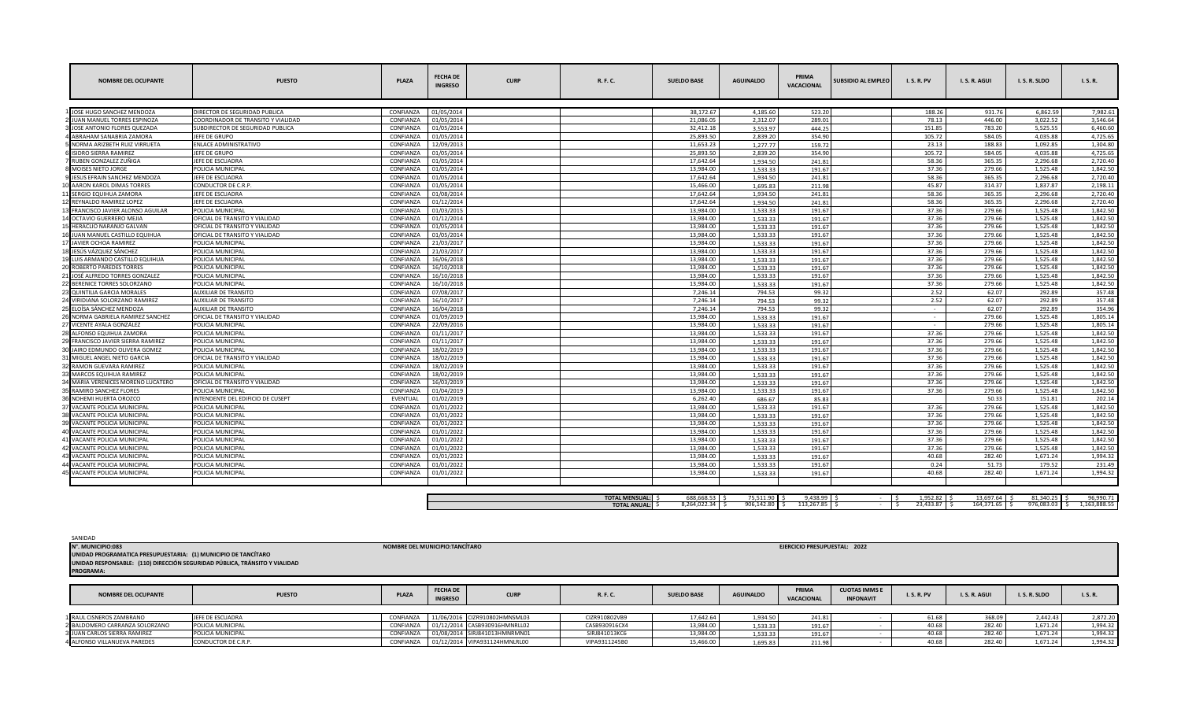| NOMBRE DEL OCUPANTE | PUESTO | PLAZA | FECHA DE INGRESO | CURP | R. F. C. | SUELDO BASE | AGUINALDO | PRIMA VACACIONAL | SUBSIDIO AL EMPLEO | I. S. R. PV | I. S. R. AGUI | I. S. R. SLDO | I. S. R. |
|---|---|---|---|---|---|---|---|---|---|---|---|---|---|
| 1 JOSE HUGO SANCHEZ MENDOZA | DIRECTOR DE SEGURIDAD PUBLICA | CONFIANZA | 01/05/2014 | | | 38,172.67 | 4,185.60 | 523.20 | | 188.26 | 931.76 | 6,862.59 | 7,982.61 |
| 2 JUAN MANUEL TORRES ESPINOZA | COORDINADOR DE TRANSITO Y VIALIDAD | CONFIANZA | 01/05/2014 | | | 21,086.05 | 2,312.07 | 289.01 | | 78.13 | 446.00 | 3,022.52 | 3,546.64 |
| 3 JOSE ANTONIO FLORES QUEZADA | SUBDIRECTOR DE SEGURIDAD PUBLICA | CONFIANZA | 01/05/2014 | | | 32,412.18 | 3,553.97 | 444.25 | | 151.85 | 783.20 | 5,525.55 | 6,460.60 |
| 4 ABRAHAM SANABRIA ZAMORA | JEFE DE GRUPO | CONFIANZA | 01/05/2014 | | | 25,893.50 | 2,839.20 | 354.90 | | 105.72 | 584.05 | 4,035.88 | 4,725.65 |
| 5 NORMA ARIZBETH RUIZ VIRRUETA | ENLACE ADMINISTRATIVO | CONFIANZA | 12/09/2013 | | | 11,653.23 | 1,277.77 | 159.72 | | 23.13 | 188.83 | 1,092.85 | 1,304.80 |
| 6 ISIDRO SIERRA RAMIREZ | JEFE DE GRUPO | CONFIANZA | 01/05/2014 | | | 25,893.50 | 2,839.20 | 354.90 | | 105.72 | 584.05 | 4,035.88 | 4,725.65 |
| 7 RUBEN GONZALEZ ZUÑIGA | JEFE DE ESCUADRA | CONFIANZA | 01/05/2014 | | | 17,642.64 | 1,934.50 | 241.81 | | 58.36 | 365.35 | 2,296.68 | 2,720.40 |
| 8 MOISES NIETO JORGE | POLICIA MUNICIPAL | CONFIANZA | 01/05/2014 | | | 13,984.00 | 1,533.33 | 191.67 | | 37.36 | 279.66 | 1,525.48 | 1,842.50 |
| 9 JESUS EFRAIN SANCHEZ MENDOZA | JEFE DE ESCUADRA | CONFIANZA | 01/05/2014 | | | 17,642.64 | 1,934.50 | 241.81 | | 58.36 | 365.35 | 2,296.68 | 2,720.40 |
| 10 AARON KAROL DIMAS TORRES | CONDUCTOR DE C.R.P. | CONFIANZA | 01/05/2014 | | | 15,466.00 | 1,695.83 | 211.98 | | 45.87 | 314.37 | 1,837.87 | 2,198.11 |
| 11 SERGIO EQUIHUA ZAMORA | JEFE DE ESCUADRA | CONFIANZA | 01/08/2014 | | | 17,642.64 | 1,934.50 | 241.81 | | 58.36 | 365.35 | 2,296.68 | 2,720.40 |
| 12 REYNALDO RAMIREZ LOPEZ | JEFE DE ESCUADRA | CONFIANZA | 01/12/2014 | | | 17,642.64 | 1,934.50 | 241.81 | | 58.36 | 365.35 | 2,296.68 | 2,720.40 |
| 13 FRANCISCO JAVIER ALONSO AGUILAR | POLICIA MUNICIPAL | CONFIANZA | 01/03/2015 | | | 13,984.00 | 1,533.33 | 191.67 | | 37.36 | 279.66 | 1,525.48 | 1,842.50 |
| 14 OCTAVIO GUERRERO MEJIA | OFICIAL DE TRANSITO Y VIALIDAD | CONFIANZA | 01/12/2014 | | | 13,984.00 | 1,533.33 | 191.67 | | 37.36 | 279.66 | 1,525.48 | 1,842.50 |
| 15 HERACLIO NARANJO GALVAN | OFICIAL DE TRANSITO Y VIALIDAD | CONFIANZA | 01/05/2014 | | | 13,984.00 | 1,533.33 | 191.67 | | 37.36 | 279.66 | 1,525.48 | 1,842.50 |
| 16 JUAN MANUEL CASTILLO EQUIHUA | OFICIAL DE TRANSITO Y VIALIDAD | CONFIANZA | 01/05/2014 | | | 13,984.00 | 1,533.33 | 191.67 | | 37.36 | 279.66 | 1,525.48 | 1,842.50 |
| 17 JAVIER OCHOA RAMIREZ | POLICIA MUNICIPAL | CONFIANZA | 21/03/2017 | | | 13,984.00 | 1,533.33 | 191.67 | | 37.36 | 279.66 | 1,525.48 | 1,842.50 |
| 18 JESÚS VÁZQUEZ SÁNCHEZ | POLICIA MUNICIPAL | CONFIANZA | 21/03/2017 | | | 13,984.00 | 1,533.33 | 191.67 | | 37.36 | 279.66 | 1,525.48 | 1,842.50 |
| 19 LUIS ARMANDO CASTILLO EQUIHUA | POLICIA MUNICIPAL | CONFIANZA | 16/06/2018 | | | 13,984.00 | 1,533.33 | 191.67 | | 37.36 | 279.66 | 1,525.48 | 1,842.50 |
| 20 ROBERTO PAREDES TORRES | POLICIA MUNICIPAL | CONFIANZA | 16/10/2018 | | | 13,984.00 | 1,533.33 | 191.67 | | 37.36 | 279.66 | 1,525.48 | 1,842.50 |
| 21 JOSÉ ALFREDO TORRES GONZALEZ | POLICIA MUNICIPAL | CONFIANZA | 16/10/2018 | | | 13,984.00 | 1,533.33 | 191.67 | | 37.36 | 279.66 | 1,525.48 | 1,842.50 |
| 22 BERENICE TORRES SOLORZANO | POLICIA MUNICIPAL | CONFIANZA | 16/10/2018 | | | 13,984.00 | 1,533.33 | 191.67 | | 37.36 | 279.66 | 1,525.48 | 1,842.50 |
| 23 QUINTILIA GARCIA MORALES | AUXILIAR DE TRANSITO | CONFIANZA | 07/08/2017 | | | 7,246.14 | 794.53 | 99.32 | | 2.52 | 62.07 | 292.89 | 357.48 |
| 24 VIRIDIANA SOLORZANO RAMIREZ | AUXILIAR DE TRANSITO | CONFIANZA | 16/10/2017 | | | 7,246.14 | 794.53 | 99.32 | | 2.52 | 62.07 | 292.89 | 357.48 |
| 25 ELOÍSA SÁNCHEZ MENDOZA | AUXILIAR DE TRANSITO | CONFIANZA | 16/04/2018 | | | 7,246.14 | 794.53 | 99.32 | | - | 62.07 | 292.89 | 354.96 |
| 26 NORMA GABRIELA RAMIREZ SANCHEZ | OFICIAL DE TRANSITO Y VIALIDAD | CONFIANZA | 01/09/2019 | | | 13,984.00 | 1,533.33 | 191.67 | | - | 279.66 | 1,525.48 | 1,805.14 |
| 27 VICENTE AYALA GONZÁLEZ | POLICIA MUNICIPAL | CONFIANZA | 22/09/2016 | | | 13,984.00 | 1,533.33 | 191.67 | | - | 279.66 | 1,525.48 | 1,805.14 |
| 28 ALFONSO EQUIHUA ZAMORA | POLICIA MUNICIPAL | CONFIANZA | 01/11/2017 | | | 13,984.00 | 1,533.33 | 191.67 | | 37.36 | 279.66 | 1,525.48 | 1,842.50 |
| 29 FRANCISCO JAVIER SIERRA RAMIREZ | POLICIA MUNICIPAL | CONFIANZA | 01/11/2017 | | | 13,984.00 | 1,533.33 | 191.67 | | 37.36 | 279.66 | 1,525.48 | 1,842.50 |
| 30 JAIRO EDMUNDO OLIVERA GOMEZ | POLICIA MUNICIPAL | CONFIANZA | 18/02/2019 | | | 13,984.00 | 1,533.33 | 191.67 | | 37.36 | 279.66 | 1,525.48 | 1,842.50 |
| 31 MIGUEL ANGEL NIETO GARCIA | OFICIAL DE TRANSITO Y VIALIDAD | CONFIANZA | 18/02/2019 | | | 13,984.00 | 1,533.33 | 191.67 | | 37.36 | 279.66 | 1,525.48 | 1,842.50 |
| 32 RAMON GUEVARA RAMIREZ | POLICIA MUNICIPAL | CONFIANZA | 18/02/2019 | | | 13,984.00 | 1,533.33 | 191.67 | | 37.36 | 279.66 | 1,525.48 | 1,842.50 |
| 33 MARCOS EQUIHUA RAMIREZ | POLICIA MUNICIPAL | CONFIANZA | 18/02/2019 | | | 13,984.00 | 1,533.33 | 191.67 | | 37.36 | 279.66 | 1,525.48 | 1,842.50 |
| 34 MARIA VERENICES MORENO LUCATERO | OFICIAL DE TRANSITO Y VIALIDAD | CONFIANZA | 16/03/2019 | | | 13,984.00 | 1,533.33 | 191.67 | | 37.36 | 279.66 | 1,525.48 | 1,842.50 |
| 35 RAMIRO SANCHEZ FLORES | POLICIA MUNICIPAL | CONFIANZA | 01/04/2019 | | | 13,984.00 | 1,533.33 | 191.67 | | 37.36 | 279.66 | 1,525.48 | 1,842.50 |
| 36 NOHEMI HUERTA OROZCO | INTENDENTE DEL EDIFICIO DE CUSEPT | EVENTUAL | 01/02/2019 | | | 6,262.40 | 686.67 | 85.83 | | | 50.33 | 151.81 | 202.14 |
| 37 VACANTE POLICIA MUNICIPAL | POLICIA MUNICIPAL | CONFIANZA | 01/01/2022 | | | 13,984.00 | 1,533.33 | 191.67 | | 37.36 | 279.66 | 1,525.48 | 1,842.50 |
| 38 VACANTE POLICIA MUNICIPAL | POLICIA MUNICIPAL | CONFIANZA | 01/01/2022 | | | 13,984.00 | 1,533.33 | 191.67 | | 37.36 | 279.66 | 1,525.48 | 1,842.50 |
| 39 VACANTE POLICIA MUNICIPAL | POLICIA MUNICIPAL | CONFIANZA | 01/01/2022 | | | 13,984.00 | 1,533.33 | 191.67 | | 37.36 | 279.66 | 1,525.48 | 1,842.50 |
| 40 VACANTE POLICIA MUNICIPAL | POLICIA MUNICIPAL | CONFIANZA | 01/01/2022 | | | 13,984.00 | 1,533.33 | 191.67 | | 37.36 | 279.66 | 1,525.48 | 1,842.50 |
| 41 VACANTE POLICIA MUNICIPAL | POLICIA MUNICIPAL | CONFIANZA | 01/01/2022 | | | 13,984.00 | 1,533.33 | 191.67 | | 37.36 | 279.66 | 1,525.48 | 1,842.50 |
| 42 VACANTE POLICIA MUNICIPAL | POLICIA MUNICIPAL | CONFIANZA | 01/01/2022 | | | 13,984.00 | 1,533.33 | 191.67 | | 37.36 | 279.66 | 1,525.48 | 1,842.50 |
| 43 VACANTE POLICIA MUNICIPAL | POLICIA MUNICIPAL | CONFIANZA | 01/01/2022 | | | 13,984.00 | 1,533.33 | 191.67 | | 40.68 | 282.40 | 1,671.24 | 1,994.32 |
| 44 VACANTE POLICIA MUNICIPAL | POLICIA MUNICIPAL | CONFIANZA | 01/01/2022 | | | 13,984.00 | 1,533.33 | 191.67 | | 0.24 | 51.73 | 179.52 | 231.49 |
| 45 VACANTE POLICIA MUNICIPAL | POLICIA MUNICIPAL | CONFIANZA | 01/01/2022 | | | 13,984.00 | 1,533.33 | 191.67 | | 40.68 | 282.40 | 1,671.24 | 1,994.32 |
| | | | | | TOTAL MENSUAL: | $ 688,668.53 | $ 75,511.90 | $ 9,438.99 | $ - | $ 1,952.82 | $ 13,697.64 | $ 81,340.25 | $ 96,990.71 |
| | | | | | TOTAL ANUAL: | $ 8,264,022.34 | $ 906,142.80 | $ 113,267.85 | $ - | $ 23,433.87 | $ 164,371.65 | $ 976,083.03 | $ 1,163,888.55 |

SANIDAD

**N°. MUNICIPIO:083** NOMBRE DEL MUNICIPIO:TANCÍTARO EJERCICIO PRESUPUESTAL: 2022

**UNIDAD PROGRAMATICA PRESUPUESTARIA: (1) MUNICIPIO DE TANCÍTARO**

**UNIDAD RESPONSABLE: (110) DIRECCIÓN SEGURIDAD PÚBLICA, TRÁNSITO Y VIALIDAD**

**PROGRAMA:**

| NOMBRE DEL OCUPANTE | PUESTO | PLAZA | FECHA DE INGRESO | CURP | R. F. C. | SUELDO BASE | AGUINALDO | PRIMA VACACIONAL | CUOTAS IMMS E INFONAVIT | I. S. R. PV | I. S. R. AGUI | I. S. R. SLDO | I. S. R. |
|---|---|---|---|---|---|---|---|---|---|---|---|---|---|
| 1 RAUL CISNEROS ZAMBRANO | JEFE DE ESCUADRA | CONFIANZA | 11/06/2016 | CIZR910802HMNSML03 | CIZR910802VB9 | 17,642.64 | 1,934.50 | 241.81 | - | 61.68 | 368.09 | 2,442.43 | 2,872.20 |
| 2 BALDOMERO CARRANZA SOLORZANO | POLICIA MUNICIPAL | CONFIANZA | 01/12/2014 | CASB930916HMNRLL02 | CASB930916CX4 | 13,984.00 | 1,533.33 | 191.67 | - | 40.68 | 282.40 | 1,671.24 | 1,994.32 |
| 3 JUAN CARLOS SIERRA RAMIREZ | POLICIA MUNICIPAL | CONFIANZA | 01/08/2014 | SIRJ841013HMNRMN01 | SIRJ841013KC6 | 13,984.00 | 1,533.33 | 191.67 | - | 40.68 | 282.40 | 1,671.24 | 1,994.32 |
| 4 ALFONSO VILLANUEVA PAREDES | CONDUCTOR DE C.R.P. | CONFIANZA | 01/12/2014 | VIPA931124HMNLRL00 | VIPA931124SB0 | 15,466.00 | 1,695.83 | 211.98 | - | 40.68 | 282.40 | 1,671.24 | 1,994.32 |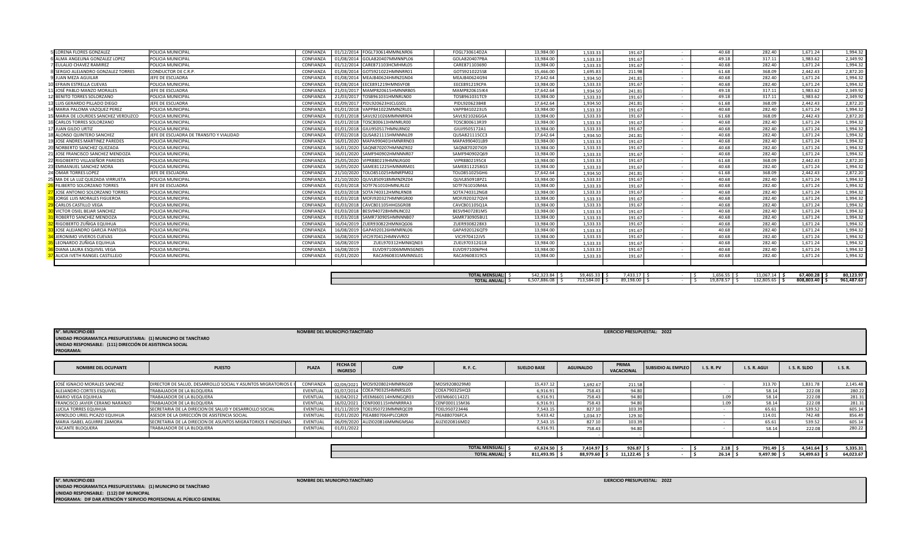| # | NOMBRE | PUESTO | PLAZA | FECHA DE INGRESO | CURP | R. F. C. | SUELDO BASE | AGUINALDO | PRIMA VACACIONAL | SUBSIDIO AL EMPLEO | I. S. R. PV | I. S. R. AGUI | I. S. R. SLDO | I. S. R. |
|---|---|---|---|---|---|---|---|---|---|---|---|---|---|---|
| 5 | LORENA FLORES GONZALEZ | POLICIA MUNICIPAL | CONFIANZA | 01/12/2014 | FOGL730614MMNLNR06 | FOGL730614D2A | 13,984.00 | 1,533.33 | 191.67 | - | 40.68 | 282.40 | 1,671.24 | 1,994.32 |
| 6 | ALMA ANGELINA GONZALEZ LOPEZ | POLICIA MUNICIPAL | CONFIANZA | 01/08/2014 | GOLA820407MMNNPL06 | GOLA820407PBA | 13,984.00 | 1,533.33 | 191.67 | - | 49.18 | 317.11 | 1,983.62 | 2,349.92 |
| 7 | EULALIO CHAVEZ RAMIREZ | POLICIA MUNICIPAL | CONFIANZA | 01/12/2014 | CARE871103HCMHML05 | CARE871103690 | 13,984.00 | 1,533.33 | 191.67 | - | 40.68 | 282.40 | 1,671.24 | 1,994.32 |
| 8 | SERGIO ALEJANDRO GONZALEZ TORRES | CONDUCTOR DE C.R.P. | CONFIANZA | 01/08/2014 | GOTS921022HMNNRR01 | GOTS921022558 | 15,466.00 | 1,695.83 | 211.98 | - | 61.68 | 368.09 | 2,442.43 | 2,872.20 |
| 9 | JUAN MEZA AGUILAR | JEFE DE ESCUADRA | CONFIANZA | 01/08/2014 | MEAJ840624HMNZGN04 | MEAJ840624G94 | 17,642.64 | 1,934.50 | 241.81 | - | 40.68 | 282.40 | 1,671.24 | 1,994.32 |
| 10 | EFRAIN ESTRELLA CUEVAS | POLICIA MUNICIPAL | CONFIANZA | 01/08/2014 | EECE891219HMNSVF08 | EECE891219CPA | 13,984.00 | 1,533.33 | 191.67 | - | 40.68 | 282.40 | 1,671.24 | 1,994.32 |
| 11 | JOSÉ PABLO MANZO MORALES | JEFE DE ESCUADRA | CONFIANZA | 21/03/2017 | MAMP820615HMNNRB05 | MAMP820615IK4 | 17,642.64 | 1,934.50 | 241.81 | - | 49.18 | 317.11 | 1,983.62 | 2,349.92 |
| 12 | BENITO TORRES SOLORZANO | POLICIA MUNICIPAL | CONFIANZA | 21/03/2017 | TOSB961031HMNRLN00 | TOSB961031TC9 | 13,984.00 | 1,533.33 | 191.67 | - | 49.18 | 317.11 | 1,983.62 | 2,349.92 |
| 13 | LUIS GERARDO PILLADO DIEGO | JEFE DE ESCUADRA | CONFIANZA | 01/09/2017 | PIDL920623HJCLGS01 | PIDL920623B48 | 17,642.64 | 1,934.50 | 241.81 | - | 61.68 | 368.09 | 2,442.43 | 2,872.20 |
| 14 | MARIA PALOMA VAZQUEZ PEREZ | POLICIA MUNICIPAL | CONFIANZA | 01/01/2018 | VAPP841022MMNZRL01 | VAPP8410223U5 | 13,984.00 | 1,533.33 | 191.67 | - | 40.68 | 282.40 | 1,671.24 | 1,994.32 |
| 15 | MARIA DE LOURDES SANCHEZ VERDUZCO | POLICIA MUNICIPAL | CONFIANZA | 01/01/2018 | SAVL921026MMNNRR04 | SAVL921026GGA | 13,984.00 | 1,533.33 | 191.67 | - | 61.68 | 368.09 | 2,442.43 | 2,872.20 |
| 16 | CARLOS TORRES SOLORZANO | POLICIA MUNICIPAL | CONFIANZA | 01/01/2018 | TOSC800613HMNRLR00 | TOSC800613R39 | 13,984.00 | 1,533.33 | 191.67 | - | 40.68 | 282.40 | 1,671.24 | 1,994.32 |
| 17 | JUAN GILDO URTIZ | POLICIA MUNICIPAL | CONFIANZA | 01/01/2018 | GIUJ950517HMNLRN02 | GIUJ950517Z41 | 13,984.00 | 1,533.33 | 191.67 | - | 40.68 | 282.40 | 1,671.24 | 1,994.32 |
| 18 | ALONSO QUINTERO SANCHEZ | JEFE DE ESCUADRA DE TRANSITO Y VIALIDAD | CONFIANZA | 07/02/2018 | QUSA821115HMNNNL09 | QUSA821115CC3 | 17,642.64 | 1,934.50 | 241.81 | - | 40.68 | 282.40 | 1,671.24 | 1,994.32 |
| 19 | JOSE ANDRES MARTINEZ PAREDES | POLICIA MUNICIPAL | CONFIANZA | 16/01/2020 | MAPA990401HMNRRN03 | MAPA990401LB9 | 13,984.00 | 1,533.33 | 191.67 | - | 40.68 | 282.40 | 1,671.24 | 1,994.32 |
| 20 | NORBERTO SANCHEZ QUEZADA | POLICIA MUNICIPAL | CONFIANZA | 16/01/2020 | SAQN870207HMNNZR02 | SAQN870207IG9 | 13,984.00 | 1,533.33 | 191.67 | - | 40.68 | 282.40 | 1,671.24 | 1,994.32 |
| 21 | JOSE FRANCISCO SANCHEZ MENDOZA | POLICIA MUNICIPAL | CONFIANZA | 16/01/2020 | SAMF940902HMNNNR07 | SAMF940902Q69 | 13,984.00 | 1,533.33 | 191.67 | - | 40.68 | 282.40 | 1,671.24 | 1,994.32 |
| 22 | RIGOBERTO VILLASEÑOR PAREDES | POLICIA MUNICIPAL | CONFIANZA | 25/05/2020 | VIPR880219HMNLRG00 | VIPR880219SC4 | 13,984.00 | 1,533.33 | 191.67 | - | 61.68 | 368.09 | 2,442.43 | 2,872.20 |
| 23 | EMMANUEL SANCHEZ MORA | POLICIA MUNICIPAL | CONFIANZA | 16/05/2020 | SAME811225HMNNRM01 | SAME811225 8G3 | 13,984.00 | 1,533.33 | 191.67 | - | 40.68 | 282.40 | 1,671.24 | 1,994.32 |
| 24 | OMAR TORRES LOPEZ | JEFE DE ESCUADRA | CONFIANZA | 21/10/2020 | TOLO851025HMNRPM02 | TOLO851025GH6 | 17,642.64 | 1,934.50 | 241.81 | - | 61.68 | 368.09 | 2,442.43 | 2,872.20 |
| 25 | MA DE LA LUZ QUEZADA VIRRUETA | POLICIA MUNICIPAL | CONFIANZA | 21/10/2020 | QUVL850918MMNZRZ04 | QUVL850918PZ1 | 13,984.00 | 1,533.33 | 191.67 | - | 40.68 | 282.40 | 1,671.24 | 1,994.32 |
| 26 | FILIBERTO SOLORZANO TORRES | JEFE DE ESCUADRA | CONFIANZA | 01/03/2018 | SOTF761010HMNLRL02 | SOTF761010M4A | 13,984.00 | 1,533.33 | 191.67 | - | 40.68 | 282.40 | 1,671.24 | 1,994.32 |
| 27 | JOSE ANTONIO SOLORZANO TORRES | POLICIA MUNICIPAL | CONFIANZA | 01/03/2018 | SOTA740312HMNLRN08 | SOTA740312NG8 | 13,984.00 | 1,533.33 | 191.67 | - | 40.68 | 282.40 | 1,671.24 | 1,994.32 |
| 28 | JORGE LUIS MORALES FIGUEROA | POLICIA MUNICIPAL | CONFIANZA | 01/03/2018 | MOFJ920327HMNRGR00 | MOFJ920327QV4 | 13,984.00 | 1,533.33 | 191.67 | - | 40.68 | 282.40 | 1,671.24 | 1,994.32 |
| 29 | CARLOS CASTILLO VEGA | POLICIA MUNICIPAL | CONFIANZA | 01/03/2018 | CAVC801105HHGSGR08 | CAVC801105Q1A | 13,984.00 | 1,533.33 | 191.67 | - | 40.68 | 282.40 | 1,671.24 | 1,994.32 |
| 30 | VICTOR OSIEL BEJAR SANCHEZ | POLICIA MUNICIPAL | CONFIANZA | 01/03/2018 | BESV940728HMNJNC02 | BESV940728 1M5 | 13,984.00 | 1,533.33 | 191.67 | - | 40.68 | 282.40 | 1,671.24 | 1,994.32 |
| 31 | ROBERTO SANCHEZ MENDOZA | POLICIA MUNICIPAL | CONFIANZA | 01/03/2018 | SAMR730905HMNNNB07 | SAMR730905BU1 | 13,984.00 | 1,533.33 | 191.67 | - | 40.68 | 282.40 | 1,671.24 | 1,994.32 |
| 32 | RIGOBERTO ZUÑIGA EQUIHUA | POLICIA MUNICIPAL | CONFIANZA | 16/04/2019 | ZUER930822HMNXQG06 | ZUER930822 8X3 | 13,984.00 | 1,533.33 | 191.67 | - | 40.68 | 282.40 | 1,671.24 | 1,994.32 |
| 33 | JOSE ALEJANDRO GARCIA PANTOJA | POLICIA MUNICIPAL | CONFIANZA | 16/08/2019 | GAPA920126HMNRNL06 | GAPA920126QT9 | 13,984.00 | 1,533.33 | 191.67 | - | 40.68 | 282.40 | 1,671.24 | 1,994.32 |
| 34 | JERONIMO VIVEROS CUEVAS | POLICIA MUNICIPAL | CONFIANZA | 16/08/2019 | VICJ970412HMNVVR02 | VICJ970412JV5 | 13,984.00 | 1,533.33 | 191.67 | - | 40.68 | 282.40 | 1,671.24 | 1,994.32 |
| 35 | LEONARDO ZUÑIGA EQUIHUA | POLICIA MUNICIPAL | CONFIANZA | 16/08/2019 | ZUEL970312HMNXQN03 | ZUEL970312G18 | 13,984.00 | 1,533.33 | 191.67 | - | 40.68 | 282.40 | 1,671.24 | 1,994.32 |
| 36 | DIANA LAURA ESQUIVEL VEGA | POLICIA MUNICIPAL | CONFIANZA | 16/08/2019 | EUVD971006MMNSGN05 | EUVD971006PH4 | 13,984.00 | 1,533.33 | 191.67 | - | 40.68 | 282.40 | 1,671.24 | 1,994.32 |
| 37 | ALICIA IVETH RANGEL CASTILLEJO | POLICIA MUNICIPAL | CONFIANZA | 01/01/2020 | RACA960831MMNNSL01 | RACA960831 9C5 | 13,984.00 | 1,533.33 | 191.67 | - | 40.68 | 282.40 | 1,671.24 | 1,994.32 |
| | | | | | | **TOTAL MENSUAL:** | $ 542,323.84 | $ 59,465.33 | $ 7,433.17 | $ - | $ 1,656.55 | $ 11,067.14 | $ 67,400.28 | $ 80,123.97 |
| | | | | | | **TOTAL ANUAL:** | $ 6,507,886.08 | $ 713,584.00 | $ 89,198.00 | $ - | $ 19,878.57 | $ 132,805.65 | $ 808,803.40 | $ 961,487.63 |

**N°. MUNICIPIO:083** **NOMBRE DEL MUNICIPIO:TANCÍTARO** **EJERCICIO PRESUPUESTAL: 2022**

**UNIDAD PROGRAMATICA PRESUPUESTARIA: (1) MUNICIPIO DE TANCÍTARO**

**UNIDAD RESPONSABLE: (111) DIRECCIÓN DE ASISTENCIA SOCIAL**

**PROGRAMA:**

| NOMBRE DEL OCUPANTE | PUESTO | PLAZA | FECHA DE INGRESO | CURP | R. F. C. | SUELDO BASE | AGUINALDO | PRIMA VACACIONAL | SUBSIDIO AL EMPLEO | I. S. R. PV | I. S. R. AGUI | I. S. R. SLDO | I. S. R. |
|---|---|---|---|---|---|---|---|---|---|---|---|---|---|
| JOSÉ IGNACIO MORALES SANCHEZ | DIRECTOR DE SALUD, DESARROLLO SOCIAL Y ASUNTOS MIGRATORIOS E I | CONFIANZA | 02/09/2021 | MOSI920802HMNRNG09 | MOSI9208029M0 | 15,437.12 | 1,692.67 | 211.58 | | - | 313.70 | 1,831.78 | 2,145.48 |
| ALEJANDRO CORTES ESQUIVEL | TRABAJADOR DE LA BLOQUERA | EVENTUAL | 01/07/2014 | COEA790325HMNRSL05 | COEA790325HQ3 | 6,916.91 | 758.43 | 94.80 | | - | 58.14 | 222.08 | 280.22 |
| MARIO VEGA EQUIHUA | TRABAJADOR DE LA BLOQUERA | EVENTUAL | 16/04/2012 | VEEM660114HMNGQR03 | VEEM660114Z21 | 6,916.91 | 758.43 | 94.80 | | 1.09 | 58.14 | 222.08 | 281.31 |
| FRANCISCO JAVIER CERANO NARANJO | TRABAJADOR DE LA BLOQUERA | EVENTUAL | 16/02/2021 | CENF000115HMNRRRA3 | CENF000115M36 | 6,916.91 | 758.43 | 94.80 | | 1.09 | 58.14 | 222.08 | 281.31 |
| LUCILA TORRES EQUIHUA | SECRETARIA DE LA DIRECION DE SALUD Y DESARROLLO SOCIAL | EVENTUAL | 01/11/2019 | TOEL950723MMNRQC09 | TOEL950723446 | 7,543.15 | 827.10 | 103.39 | | - | 65.61 | 539.52 | 605.14 |
| ARNOLDO URIEL PICAZO EQUIHUA | ASESOR DE LA DIRECCIÓN DE ASISTENCIA SOCIAL | EVENTUAL | 01/01/2020 | PIEA880706HPLCQR09 | PIEA880706FCA | 9,433.42 | 1,034.37 | 129.30 | | - | 114.01 | 742.48 | 856.49 |
| MARIA ISABEL AGUIRRE ZAMORA | SECRETARIA DE LA DIRECION DE ASUNTOS MIGRATORIOS E INDIGENAS | EVENTUAL | 06/09/2020 | AUZI020816MMNGMSA6 | AUZI020816MD2 | 7,543.15 | 827.10 | 103.39 | | - | 65.61 | 539.52 | 605.14 |
| VACANTE BLOQUERA | TRABAJADOR DE LA BLOQUERA | EVENTUAL | 01/01/2022 | | | 6,916.91 | 758.43 | 94.80 | | - | 58.14 | 222.08 | 280.22 |
| | | | | | **TOTAL MENSUAL:** | $ 67,624.50 | $ 7,414.97 | $ 926.87 | $ - | $ 2.18 | $ 791.49 | $ 4,541.64 | $ 5,335.31 |
| | | | | | **TOTAL ANUAL:** | $ 811,493.95 | $ 88,979.60 | $ 11,122.45 | $ - | $ 26.14 | $ 9,497.90 | $ 54,499.63 | $ 64,023.67 |

**N°. MUNICIPIO:083** **NOMBRE DEL MUNICIPIO:TANCÍTARO** **EJERCICIO PRESUPUESTAL: 2022**

**UNIDAD PROGRAMATICA PRESUPUESTARIA: (1) MUNICIPIO DE TANCÍTARO**

**UNIDAD RESPONSABLE: (112) DIF MUNICIPAL**

**PROGRAMA: DIF DAR ATENCIÓN Y SERVICIO PROFESIONAL AL PÚBLICO GENERAL**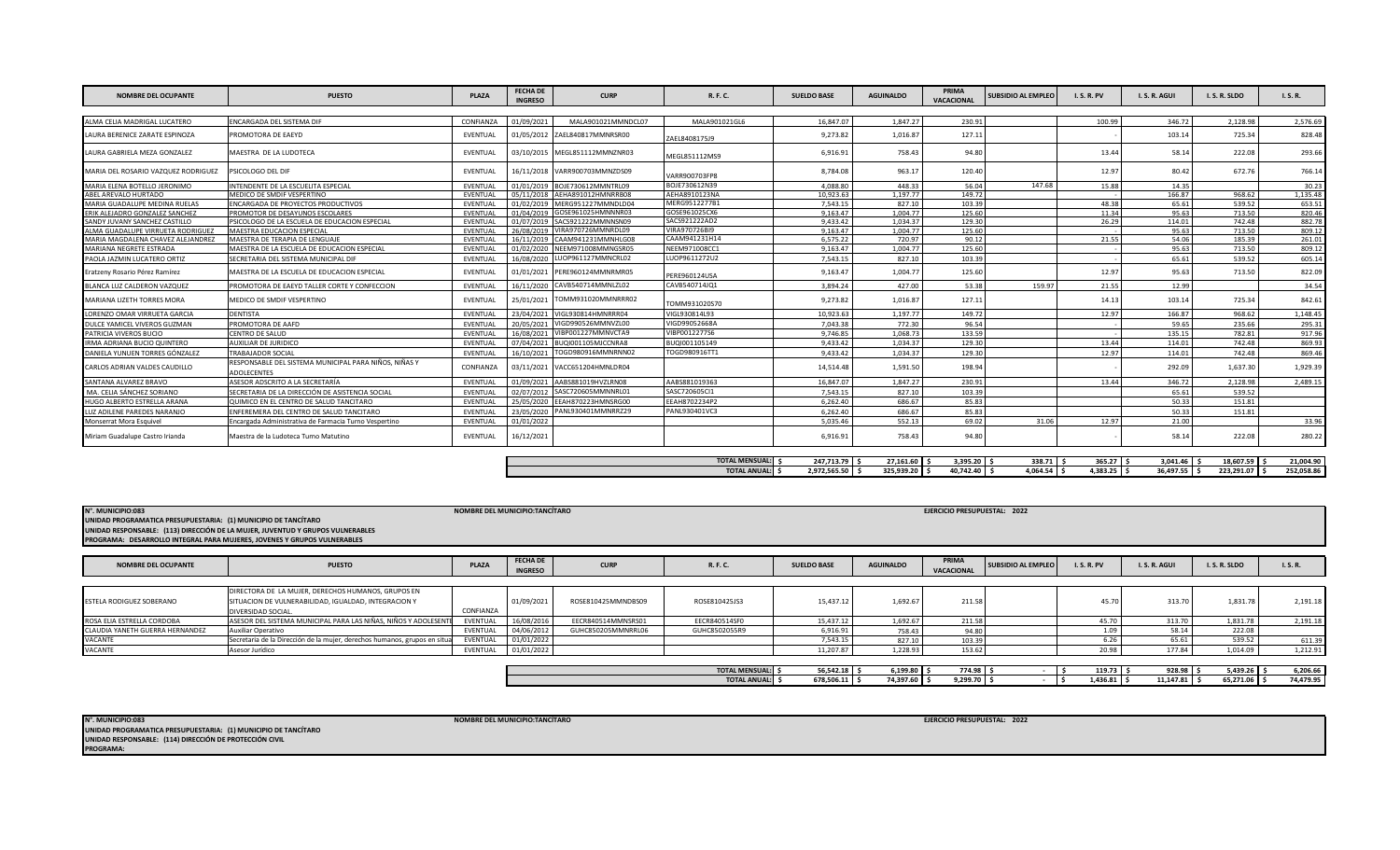| NOMBRE DEL OCUPANTE | PUESTO | PLAZA | FECHA DE INGRESO | CURP | R. F. C. | SUELDO BASE | AGUINALDO | PRIMA VACACIONAL | SUBSIDIO AL EMPLEO | I. S. R. PV | I. S. R. AGUI | I. S. R. SLDO | I. S. R. |
|---|---|---|---|---|---|---|---|---|---|---|---|---|---|
| ALMA CELIA MADRIGAL LUCATERO | ENCARGADA DEL SISTEMA DIF | CONFIANZA | 01/09/2021 | MALA901021MNMDCL07 | MALA901021GL6 | 16,847.07 | 1,847.27 | 230.91 | | 100.99 | 346.72 | 2,128.98 | 2,576.69 |
| LAURA BERENICE ZARATE ESPINOZA | PROMOTORA DE EAEYD | EVENTUAL | 01/05/2012 | ZAEL840817MMNRSR00 | ZAEL840817SJ9 | 9,273.82 | 1,016.87 | 127.11 | | - | 103.14 | 725.34 | 828.48 |
| LAURA GABRIELA MEZA GONZALEZ | MAESTRA DE LA LUDOTECA | EVENTUAL | 03/10/2015 | MEGL851112MMNZNR03 | MEGL851112MS9 | 6,916.91 | 758.43 | 94.80 | | 13.44 | 58.14 | 222.08 | 293.66 |
| MARIA DEL ROSARIO VAZQUEZ RODRIGUEZ | PSICOLOGO DEL DIF | EVENTUAL | 16/11/2018 | VARR900703MMNZDS09 | VARR900703FP8 | 8,784.08 | 963.17 | 120.40 | | 12.97 | 80.42 | 672.76 | 766.14 |
| MARIA ELENA BOTELLO JERONIMO | INTENDENTE DE LA ESCUELITA ESPECIAL | EVENTUAL | 01/01/2019 | BOJE730612MMNTRL09 | BOJE730612N39 | 4,088.80 | 448.33 | 56.04 | 147.68 | 15.88 | 14.35 | | 30.23 |
| ABEL AREVALO HURTADO | MEDICO DE SMDIF VESPERTINO | EVENTUAL | 05/11/2018 | AEHA891012HMNRRB08 | AEHA8910123NA | 10,923.63 | 1,197.77 | 149.72 | | - | 166.87 | 968.62 | 1,135.48 |
| MARIA GUADALUPE MEDINA RUELAS | ENCARGADA DE PROYECTOS PRODUCTIVOS | EVENTUAL | 01/02/2019 | MERG951227MMNDLD04 | MERG951227781 | 7,543.15 | 827.10 | 103.39 | | 48.38 | 65.61 | 539.52 | 653.51 |
| ERIK ALEJADRO GONZALEZ SANCHEZ | PROMOTOR DE DESAYUNOS ESCOLARES | EVENTUAL | 01/04/2019 | GOSE961025HMNNNR03 | GOSE961025CX6 | 9,163.47 | 1,004.77 | 125.60 | | 11.34 | 95.63 | 713.50 | 820.46 |
| SANDY JUVANY SANCHEZ CASTILLO | PSICOLOGO DE LA ESCUELA DE EDUCACION ESPECIAL | EVENTUAL | 01/07/2019 | SACS921222MMNNSN09 | SACS921222AD2 | 9,433.42 | 1,034.37 | 129.30 | | 26.29 | 114.01 | 742.48 | 882.78 |
| ALMA GUADALUPE VIRRUETA RODRIGUEZ | MAESTRA EDUCACION ESPECIAL | EVENTUAL | 26/08/2019 | VIRA970726MMNRDL09 | VIRA970726BI9 | 9,163.47 | 1,004.77 | 125.60 | | - | 95.63 | 713.50 | 809.12 |
| MARIA MAGDALENA CHAVEZ ALEJANDREZ | MAESTRA DE TERAPIA DE LENGUAJE | EVENTUAL | 16/11/2019 | CAAM941231MMNHLG08 | CAAM941231H14 | 6,575.22 | 720.97 | 90.12 | | 21.55 | 54.06 | 185.39 | 261.01 |
| MARIANA NEGRETE ESTRADA | MAESTRA DE LA ESCUELA DE EDUCACION ESPECIAL | EVENTUAL | 01/02/2020 | NEEM971008MMNGSR05 | NEEM971008CC1 | 9,163.47 | 1,004.77 | 125.60 | | - | 95.63 | 713.50 | 809.12 |
| PAOLA JAZMIN LUCATERO ORTIZ | SECRETARIA DEL SISTEMA MUNICIPAL DIF | EVENTUAL | 16/08/2020 | LUOP961127MMNCRL02 | LUOP961127ZU2 | 7,543.15 | 827.10 | 103.39 | | - | 65.61 | 539.52 | 605.14 |
| Eratzeny Rosario Pérez Ramírez | MAESTRA DE LA ESCUELA DE EDUCACION ESPECIAL | EVENTUAL | 01/01/2021 | PERE960124MMNRMR05 | PERE960124USA | 9,163.47 | 1,004.77 | 125.60 | | 12.97 | 95.63 | 713.50 | 822.09 |
| BLANCA LUZ CALDERON VAZQUEZ | PROMOTORA DE EAEYD TALLER CORTE Y CONFECCION | EVENTUAL | 16/11/2020 | CAVB540714MMNLZL02 | CAVB540714JQ1 | 3,894.24 | 427.00 | 53.38 | 159.97 | 21.55 | 12.99 | | 34.54 |
| MARIANA LIZETH TORRES MORA | MEDICO DE SMDIF VESPERTINO | EVENTUAL | 25/01/2021 | TOMM931020MMNRRR02 | TOMM931020S70 | 9,273.82 | 1,016.87 | 127.11 | | 14.13 | 103.14 | 725.34 | 842.61 |
| LORENZO OMAR VIRRUETA GARCIA | DENTISTA | EVENTUAL | 23/04/2021 | VIGL930814HMNRRR04 | VIGL930814L93 | 10,923.63 | 1,197.77 | 149.72 | | 12.97 | 166.87 | 968.62 | 1,148.45 |
| DULCE YAMICEL VIVEROS GUZMAN | PROMOTORA DE AAFD | EVENTUAL | 20/05/2021 | VIGD990526MMNVZL00 | VIGD990526 68A | 7,043.38 | 772.30 | 96.54 | | - | 59.65 | 235.66 | 295.31 |
| PATRICIA VIVEROS BUCIO | CENTRO DE SALUD | EVENTUAL | 16/08/2021 | VIBP001227MMNVCTA9 | VIBP001227756 | 9,746.85 | 1,068.73 | 133.59 | | - | 135.15 | 782.81 | 917.96 |
| IRMA ADRIANA BUCIO QUINTERO | AUXILIAR DE JURIDICO | EVENTUAL | 07/04/2021 | BUQI001105MJCCNRA8 | BUQI001105149 | 9,433.42 | 1,034.37 | 129.30 | | 13.44 | 114.01 | 742.48 | 869.93 |
| DANIELA YUNUEN TORRES GÓNZALEZ | TRABAJADOR SOCIAL | EVENTUAL | 16/10/2021 | TOGD980916MMNRNN02 | TOGD980916TT1 | 9,433.42 | 1,034.37 | 129.30 | | 12.97 | 114.01 | 742.48 | 869.46 |
| CARLOS ADRIAN VALDES CAUDILLO | RESPONSABLE DEL SISTEMA MUNICIPAL PARA NIÑOS, NIÑAS Y ADOLECENTES | CONFIANZA | 03/11/2021 | VACC651204HMNLDR04 | | 14,514.48 | 1,591.50 | 198.94 | | - | 292.09 | 1,637.30 | 1,929.39 |
| SANTANA ALVAREZ BRAVO | ASESOR ADSCRITO A LA SECRETARÍA | EVENTUAL | 01/09/2021 | AABS881019HVZLRN08 | AABS881019363 | 16,847.07 | 1,847.27 | 230.91 | | 13.44 | 346.72 | 2,128.98 | 2,489.15 |
| MA. CELIA SÁNCHEZ SORIANO | SECRETARIA DE LA DIRECCIÓN DE ASISTENCIA SOCIAL | EVENTUAL | 02/07/2012 | SASC720605MMNNRL01 | SASC720605CI1 | 7,543.15 | 827.10 | 103.39 | | | 65.61 | 539.52 | |
| HUGO ALBERTO ESTRELLA ARANA | QUIMICO EN EL CENTRO DE SALUD TANCITARO | EVENTUAL | 25/05/2020 | EEAH870223HMNSRG00 | EEAH8702234P2 | 6,262.40 | 686.67 | 85.83 | | | 50.33 | 151.81 | |
| LUZ ADILENE PAREDES NARANJO | ENFEREMERA DEL CENTRO DE SALUD TANCITARO | EVENTUAL | 23/05/2020 | PANL930401MMNRRZ29 | PANL930401VC3 | 6,262.40 | 686.67 | 85.83 | | | 50.33 | 151.81 | |
| Monserrat Mora Esquivel | Encargada Administrativa de Farmacia Turno Vespertino | EVENTUAL | 01/01/2022 | | | 5,035.46 | 552.13 | 69.02 | 31.06 | 12.97 | 21.00 | | 33.96 |
| Miriam Guadalupe Castro Irianda | Maestra de la Ludoteca Turno Matutino | EVENTUAL | 16/12/2021 | | | 6,916.91 | 758.43 | 94.80 | | - | 58.14 | 222.08 | 280.22 |
| | | | | | **TOTAL MENSUAL:** | $ 247,713.79 | $ 27,161.60 | $ 3,395.20 | $ 338.71 | $ 365.27 | $ 3,041.46 | $ 18,607.59 | $ 21,004.90 |
| | | | | | **TOTAL ANUAL:** | $ 2,972,565.50 | $ 325,939.20 | $ 40,742.40 | $ 4,064.54 | $ 4,383.25 | $ 36,497.55 | $ 223,291.07 | $ 252,058.86 |

**N°. MUNICIPIO:083** **NOMBRE DEL MUNICIPIO:TANCÍTARO** **EJERCICIO PRESUPUESTAL: 2022**
**UNIDAD PROGRAMATICA PRESUPUESTARIA: (1) MUNICIPIO DE TANCÍTARO**
**UNIDAD RESPONSABLE: (113) DIRECCIÓN DE LA MUJER, JUVENTUD Y GRUPOS VULNERABLES**
**PROGRAMA: DESARROLLO INTEGRAL PARA MUJERES, JOVENES Y GRUPOS VULNERABLES**

| NOMBRE DEL OCUPANTE | PUESTO | PLAZA | FECHA DE INGRESO | CURP | R. F. C. | SUELDO BASE | AGUINALDO | PRIMA VACACIONAL | SUBSIDIO AL EMPLEO | I. S. R. PV | I. S. R. AGUI | I. S. R. SLDO | I. S. R. |
|---|---|---|---|---|---|---|---|---|---|---|---|---|---|
| ESTELA RODIGUEZ SOBERANO | DIRECTORA DE LA MUJER, DERECHOS HUMANOS, GRUPOS EN SITUACION DE VULNERABILIDAD, IGUALDAD, INTEGRACION Y DIVERSIDAD SOCIAL. | CONFIANZA | 01/09/2021 | ROSE810425MMNDBS09 | ROSE810425JS3 | 15,437.12 | 1,692.67 | 211.58 | | 45.70 | 313.70 | 1,831.78 | 2,191.18 |
| ROSA ELIA ESTRELLA CORDOBA | ASESOR DEL SISTEMA MUNICIPAL PARA LAS NIÑAS, NIÑOS Y ADOLESENTE | EVENTUAL | 16/08/2016 | EECR840514MMNSRS01 | EECR840514SF0 | 15,437.12 | 1,692.67 | 211.58 | | 45.70 | 313.70 | 1,831.78 | 2,191.18 |
| CLAUDIA YANETH GUERRA HERNANDEZ | Auxiliar Operativo | EVENTUAL | 04/06/2012 | GUHC850205MMNRRL06 | GUHC8502055R9 | 6,916.91 | 758.43 | 94.80 | | 1.09 | 58.14 | 222.08 | |
| VACANTE | Secretaria de la Dirección de la mujer, derechos humanos, grupos en situa | EVENTUAL | 01/01/2022 | | | 7,543.15 | 827.10 | 103.39 | | 6.26 | 65.61 | 539.52 | 611.39 |
| VACANTE | Asesor Jurídico | EVENTUAL | 01/01/2022 | | | 11,207.87 | 1,228.93 | 153.62 | | 20.98 | 177.84 | 1,014.09 | 1,212.91 |
| | | | | | **TOTAL MENSUAL:** | $ 56,542.18 | $ 6,199.80 | $ 774.98 | $ - | $ 119.73 | $ 928.98 | $ 5,439.26 | $ 6,206.66 |
| | | | | | **TOTAL ANUAL:** | $ 678,506.11 | $ 74,397.60 | $ 9,299.70 | $ - | $ 1,436.81 | $ 11,147.81 | $ 65,271.06 | $ 74,479.95 |

**N°. MUNICIPIO:083** **NOMBRE DEL MUNICIPIO:TANCÍTARO** **EJERCICIO PRESUPUESTAL: 2022**
**UNIDAD PROGRAMATICA PRESUPUESTARIA: (1) MUNICIPIO DE TANCÍTARO**
**UNIDAD RESPONSABLE: (114) DIRECCIÓN DE PROTECCIÓN CIVIL**
**PROGRAMA:**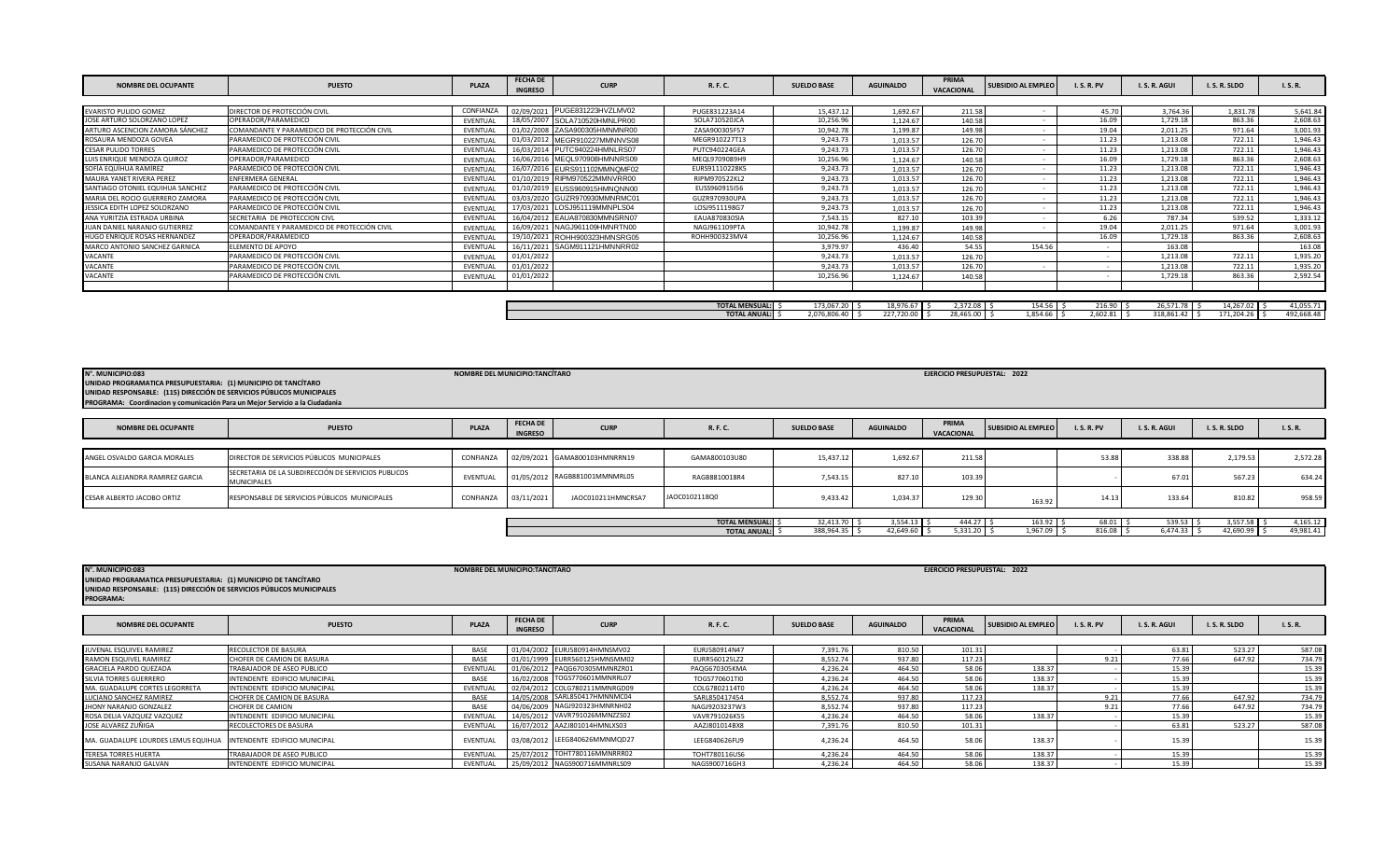| NOMBRE DEL OCUPANTE | PUESTO | PLAZA | FECHA DE INGRESO | CURP | R. F. C. | SUELDO BASE | AGUINALDO | PRIMA VACACIONAL | SUBSIDIO AL EMPLEO | I. S. R. PV | I. S. R. AGUI | I. S. R. SLDO | I. S. R. |
|---|---|---|---|---|---|---|---|---|---|---|---|---|---|
| EVARISTO PULIDO GOMEZ | DIRECTOR DE PROTECCIÓN CIVIL | CONFIANZA | 02/09/2021 | PUGE831223HVZLMV02 | PUGE831223A14 | 15,437.12 | 1,692.67 | 211.58 | - | 45.70 | 3,764.36 | 1,831.78 | 5,641.84 |
| JOSE ARTURO SOLORZANO LOPEZ | OPERADOR/PARAMEDICO | EVENTUAL | 18/05/2007 | SOLA710520HMNLPR00 | SOLA710520JCA | 10,256.96 | 1,124.67 | 140.58 | - | 16.09 | 1,729.18 | 863.36 | 2,608.63 |
| ARTURO ASCENCION ZAMORA SÁNCHEZ | COMANDANTE Y PARAMEDICO DE PROTECCIÓN CIVIL | EVENTUAL | 01/02/2008 | ZASA900305HMNMNR00 | ZASA900305FS7 | 10,942.78 | 1,199.87 | 149.98 | - | 19.04 | 2,011.25 | 971.64 | 3,001.93 |
| ROSAURA MENDOZA GOVEA | PARAMEDICO DE PROTECCIÓN CIVIL | EVENTUAL | 01/03/2012 | MEGR910227MMNNVS08 | MEGR910227T13 | 9,243.73 | 1,013.57 | 126.70 | - | 11.23 | 1,213.08 | 722.11 | 1,946.43 |
| CESAR PULIDO TORRES | PARAMEDICO DE PROTECCIÓN CIVIL | EVENTUAL | 16/03/2014 | PUTC940224HMNLRS07 | PUTC940224GEA | 9,243.73 | 1,013.57 | 126.70 | - | 11.23 | 1,213.08 | 722.11 | 1,946.43 |
| LUIS ENRIQUE MENDOZA QUIROZ | OPERADOR/PARAMEDICO | EVENTUAL | 16/06/2016 | MEQL970908HMNNRS09 | MEQL9709089H9 | 10,256.96 | 1,124.67 | 140.58 | - | 16.09 | 1,729.18 | 863.36 | 2,608.63 |
| SOFÍA EQUIHUA RAMIREZ | PARAMEDICO DE PROTECCIÓN CIVIL | EVENTUAL | 16/07/2016 | EURS911102MMNQMF02 | EURS911102BK5 | 9,243.73 | 1,013.57 | 126.70 | - | 11.23 | 1,213.08 | 722.11 | 1,946.43 |
| MAURA YANET RIVERA PEREZ | ENFERMERA GENERAL | EVENTUAL | 01/10/2019 | RIPM970522MMNVRR00 | RIPM970522KL2 | 9,243.73 | 1,013.57 | 126.70 | - | 11.23 | 1,213.08 | 722.11 | 1,946.43 |
| SANTIAGO OTONIEL EQUIHUA SANCHEZ | PARAMEDICO DE PROTECCIÓN CIVIL | EVENTUAL | 01/10/2019 | EUSS960915HMNQNN00 | EUSS960915I56 | 9,243.73 | 1,013.57 | 126.70 | - | 11.23 | 1,213.08 | 722.11 | 1,946.43 |
| MARIA DEL ROCIO GUERRERO ZAMORA | PARAMEDICO DE PROTECCIÓN CIVIL | EVENTUAL | 03/03/2020 | GUZR970930MMNRMC01 | GUZR970930UPA | 9,243.73 | 1,013.57 | 126.70 | - | 11.23 | 1,213.08 | 722.11 | 1,946.43 |
| JESSICA EDITH LOPEZ SOLORZANO | PARAMEDICO DE PROTECCIÓN CIVIL | EVENTUAL | 17/03/2021 | LOSJ951119MMNPLS04 | LOSJ9511198G7 | 9,243.73 | 1,013.57 | 126.70 | - | 11.23 | 1,213.08 | 722.11 | 1,946.43 |
| ANA YURITZIA ESTRADA URBINA | SECRETARIA DE PROTECCION CIVL | EVENTUAL | 16/04/2012 | EAUA870830MMNSRN07 | EAUA870830SIA | 7,543.15 | 827.10 | 103.39 | - | 6.26 | 787.34 | 539.52 | 1,333.12 |
| JUAN DANIEL NARANJO GUTIERREZ | COMANDANTE Y PARAMEDICO DE PROTECCIÓN CIVIL | EVENTUAL | 16/09/2021 | NAGJ961109HMNRTN00 | NAGJ961109PTA | 10,942.78 | 1,199.87 | 149.98 | - | 19.04 | 2,011.25 | 971.64 | 3,001.93 |
| HUGO ENRIQUE ROSAS HERNANDEZ | OPERADOR/PARAMEDICO | EVENTUAL | 19/10/2021 | ROHH900323HMNSRG05 | ROHH900323MV4 | 10,256.96 | 1,124.67 | 140.58 | - | 16.09 | 1,729.18 | 863.36 | 2,608.63 |
| MARCO ANTONIO SANCHEZ GARNICA | ELEMENTO DE APOYO | EVENTUAL | 16/11/2021 | SAGM911121HMNNRR02 | | 3,979.97 | 436.40 | 54.55 | 154.56 | - | 163.08 | - | 163.08 |
| VACANTE | PARAMEDICO DE PROTECCIÓN CIVIL | EVENTUAL | 01/01/2022 | | | 9,243.73 | 1,013.57 | 126.70 | | - | 1,213.08 | 722.11 | 1,935.20 |
| VACANTE | PARAMEDICO DE PROTECCIÓN CIVIL | EVENTUAL | 01/01/2022 | | | 9,243.73 | 1,013.57 | 126.70 | - | - | 1,213.08 | 722.11 | 1,935.20 |
| VACANTE | PARAMEDICO DE PROTECCIÓN CIVIL | EVENTUAL | 01/01/2022 | | | 10,256.96 | 1,124.67 | 140.58 | | - | 1,729.18 | 863.36 | 2,592.54 |
| | | | | | TOTAL MENSUAL: | $ 173,067.20 | $ 18,976.67 | $ 2,372.08 | $ 154.56 | $ 216.90 | $ 26,571.78 | $ 14,267.02 | $ 41,055.71 |
| | | | | | TOTAL ANUAL: | $ 2,076,806.40 | $ 227,720.00 | $ 28,465.00 | $ 1,854.66 | $ 2,602.81 | $ 318,861.42 | $ 171,204.26 | $ 492,668.48 |

**N°. MUNICIPIO:083** **NOMBRE DEL MUNICIPIO:TANCÍTARO** **EJERCICIO PRESUPUESTAL: 2022**

**UNIDAD PROGRAMATICA PRESUPUESTARIA: (1) MUNICIPIO DE TANCÍTARO**
**UNIDAD RESPONSABLE: (115) DIRECCIÓN DE SERVICIOS PÚBLICOS MUNICIPALES**
**PROGRAMA: Coordinacion y comunicación Para un Mejor Servicio a la Ciudadania**

| NOMBRE DEL OCUPANTE | PUESTO | PLAZA | FECHA DE INGRESO | CURP | R. F. C. | SUELDO BASE | AGUINALDO | PRIMA VACACIONAL | SUBSIDIO AL EMPLEO | I. S. R. PV | I. S. R. AGUI | I. S. R. SLDO | I. S. R. |
|---|---|---|---|---|---|---|---|---|---|---|---|---|---|
| ANGEL OSVALDO GARCIA MORALES | DIRECTOR DE SERVICIOS PÚBLICOS MUNICIPALES | CONFIANZA | 02/09/2021 | GAMA800103HMNRRN19 | GAMA800103U80 | 15,437.12 | 1,692.67 | 211.58 | | 53.88 | 338.88 | 2,179.53 | 2,572.28 |
| BLANCA ALEJANDRA RAMIREZ GARCIA | SECRETARIA DE LA SUBDIRECCIÓN DE SERVICIOS PUBLICOS MUNICIPALES | EVENTUAL | 01/05/2012 | RAGB881001MMNMRL05 | RAGB8810018R4 | 7,543.15 | 827.10 | 103.39 | | | 67.01 | 567.23 | 634.24 |
| CESAR ALBERTO JACOBO ORTIZ | RESPONSABLE DE SERVICIOS PÚBLICOS MUNICIPALES | CONFIANZA | 03/11/2021 | JAOC010211HMNCRSA7 | JAOC0102118Q0 | 9,433.42 | 1,034.37 | 129.30 | 163.92 | 14.13 | 133.64 | 810.82 | 958.59 |
| | | | | | TOTAL MENSUAL: | $ 32,413.70 | $ 3,554.13 | $ 444.27 | $ 163.92 | $ 68.01 | $ 539.53 | $ 3,557.58 | $ 4,165.12 |
| | | | | | TOTAL ANUAL: | $ 388,964.35 | $ 42,649.60 | $ 5,331.20 | $ 1,967.09 | $ 816.08 | $ 6,474.33 | $ 42,690.99 | $ 49,981.41 |

**N°. MUNICIPIO:083** **NOMBRE DEL MUNICIPIO:TANCÍTARO** **EJERCICIO PRESUPUESTAL: 2022**

**UNIDAD PROGRAMATICA PRESUPUESTARIA: (1) MUNICIPIO DE TANCÍTARO**
**UNIDAD RESPONSABLE: (115) DIRECCIÓN DE SERVICIOS PÚBLICOS MUNICIPALES**
**PROGRAMA:**

| NOMBRE DEL OCUPANTE | PUESTO | PLAZA | FECHA DE INGRESO | CURP | R. F. C. | SUELDO BASE | AGUINALDO | PRIMA VACACIONAL | SUBSIDIO AL EMPLEO | I. S. R. PV | I. S. R. AGUI | I. S. R. SLDO | I. S. R. |
|---|---|---|---|---|---|---|---|---|---|---|---|---|---|
| JUVENAL ESQUIVEL RAMIREZ | RECOLECTOR DE BASURA | BASE | 01/04/2002 | EURJ580914HMNSMV02 | EURJ580914N47 | 7,391.76 | 810.50 | 101.31 | | - | 63.81 | 523.27 | 587.08 |
| RAMON ESQUIVEL RAMIREZ | CHOFER DE CAMION DE BASURA | BASE | 01/01/1999 | EURR560125HMNSMM02 | EURR560125LZ2 | 8,552.74 | 937.80 | 117.23 | | 9.21 | 77.66 | 647.92 | 734.79 |
| GRACIELA PARDO QUEZADA | TRABAJADOR DE ASEO PUBLICO | EVENTUAL | 01/06/2012 | PAQG670305MMNRZR01 | PAQG670305KMA | 4,236.24 | 464.50 | 58.06 | 138.37 | - | 15.39 | | 15.39 |
| SILVIA TORRES GUERRERO | INTENDENTE EDIFICIO MUNICIPAL | BASE | 16/02/2008 | TOGS770601MMNRRL07 | TOGS770601TI0 | 4,236.24 | 464.50 | 58.06 | 138.37 | - | 15.39 | | 15.39 |
| MA. GUADALUPE CORTES LEGORRETA | INTENDENTE EDIFICIO MUNICIPAL | EVENTUAL | 02/04/2012 | COLG780211MMNRGD09 | COLG7802114T0 | 4,236.24 | 464.50 | 58.06 | 138.37 | - | 15.39 | | 15.39 |
| LUCIANO SANCHEZ RAMIREZ | CHOFER DE CAMION DE BASURA | BASE | 14/05/2008 | SARL850417HMNNMC04 | SARL850417454 | 8,552.74 | 937.80 | 117.23 | | 9.21 | 77.66 | 647.92 | 734.79 |
| JHONY NARANJO GONZALEZ | CHOFER DE CAMION | BASE | 04/06/2009 | NAGJ920323HMNRNH02 | NAGJ920323TW3 | 8,552.74 | 937.80 | 117.23 | | 9.21 | 77.66 | 647.92 | 734.79 |
| ROSA DELIA VAZQUEZ VAZQUEZ | INTENDENTE EDIFICIO MUNICIPAL | EVENTUAL | 14/05/2012 | VAVR791026MMNZZS02 | VAVR791026K55 | 4,236.24 | 464.50 | 58.06 | 138.37 | - | 15.39 | | 15.39 |
| JOSE ALVAREZ ZUÑIGA | RECOLECTORES DE BASURA | EVENTUAL | 16/07/2012 | AAZJ801014HMNLXS03 | AAZJ801014BX8 | 7,391.76 | 810.50 | 101.31 | | - | 63.81 | 523.27 | 587.08 |
| MA. GUADALUPE LOURDES LEMUS EQUIHUA | INTENDENTE EDIFICIO MUNICIPAL | EVENTUAL | 03/08/2012 | LEEG840626MMNMQD27 | LEEG840626FU9 | 4,236.24 | 464.50 | 58.06 | 138.37 | - | 15.39 | | 15.39 |
| TERESA TORRES HUERTA | TRABAJADOR DE ASEO PUBLICO | EVENTUAL | 25/07/2012 | TOHT780116MMNRRR02 | TOHT780116U56 | 4,236.24 | 464.50 | 58.06 | 138.37 | - | 15.39 | | 15.39 |
| SUSANA NARANJO GALVAN | INTENDENTE EDIFICIO MUNICIPAL | EVENTUAL | 25/09/2012 | NAGS900716MMNRLS09 | NAGS900716GH3 | 4,236.24 | 464.50 | 58.06 | 138.37 | - | 15.39 | | 15.39 |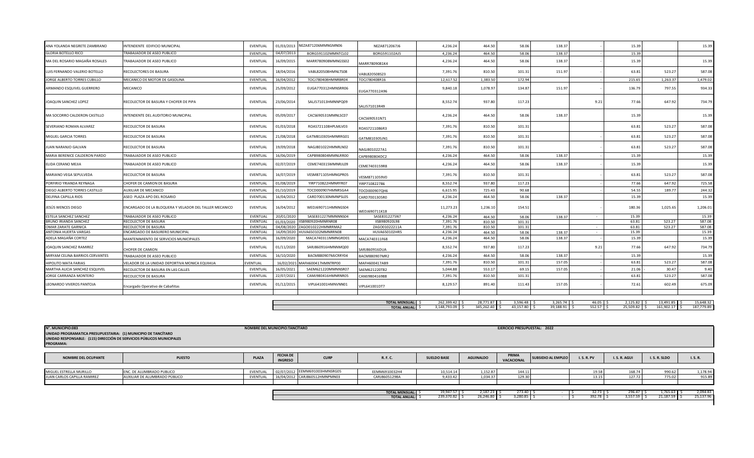| | | | | | | | | | | | | | |
|---|---|---|---|---|---|---|---|---|---|---|---|---|---|
| ANA YOLANDA NEGRETE ZAMBRANO | INTENDENTE EDIFICIO MUNICIPAL | EVENTUAL | 01/03/2013 | NEZA871206MMNGMN06 | NEZA8712067J6 | 4,236.24 | 464.50 | 58.06 | 138.37 | - | 15.39 | | 15.39 |
| GLORIA BOTELLO RICO | TRABAJADOR DE ASEO PUBLICO | EVENTUAL | 04/07/2013 | BORG591102MMNTCL02 | BORG591102AJ5 | 4,236.24 | 464.50 | 58.06 | 138.37 | - | 15.39 | | |
| MA DEL ROSARIO MAGAÑA ROSALES | TRABAJADOR DE ASEO PUBLICO | EVENTUAL | 16/09/2015 | MARR780908MMNGSS02 | MARR7809081K4 | 4,236.24 | 464.50 | 58.06 | 138.37 | - | 15.39 | | 15.39 |
| LUIS FERNANDO VALERIO BOTELLO | RECOLECTORES DE BASURA | EVENTUAL | 18/04/2016 | VABL820508HMNLTS08 | VABL820508S23 | 7,391.76 | 810.50 | 101.31 | 151.97 | - | 63.81 | 523.27 | 587.08 |
| JORGE ALBERTO TORRES CUBILLO | MECANICO DE MOTOR DE GASOLINA | EVENTUAL | 16/04/2012 | TOCJ780408HMNRBR04 | TOCJ780408R16 | 12,617.52 | 1,383.50 | 172.94 | | - | 215.65 | 1,263.37 | 1,479.02 |
| ARMANDO ESQUIVEL GUERRERO | MECANICO | EVENTUAL | 25/09/2012 | EUGA770312HMNSRR06 | EUGA770312A96 | 9,840.18 | 1,078.97 | 134.87 | 151.97 | - | 136.79 | 797.55 | 934.33 |
| JOAQUIN SANCHEZ LOPEZ | RECOLECTOR DE BASURA Y CHOFER DE PIPA | EVENTUAL | 23/06/2014 | SALJ571013HMNNPQ09 | SALJ571013R49 | 8,552.74 | 937.80 | 117.23 | | 9.21 | 77.66 | 647.92 | 734.79 |
| MA SOCORRO CALDERON CASTILLO | INTENDENTE DEL AUDITORIO MUNICIPAL | EVENTUAL | 05/09/2017 | CACS690531MMNLSC07 | CACS690531N71 | 4,236.24 | 464.50 | 58.06 | 138.37 | - | 15.39 | | 15.39 |
| SEVERIANO ROMAN ALVAREZ | RECOLECTOR DE BASURA | EVENTUAL | 01/03/2018 | ROAS721108HPLMLV03 | ROAS7211086R3 | 7,391.76 | 810.50 | 101.31 | | - | 63.81 | 523.27 | 587.08 |
| MIGUEL GARCIA TORRES | RECOLECTOR DE BASURA | EVENTUAL | 21/08/2018 | GATM810305HMNRRG01 | GATM810305JN1 | 7,391.76 | 810.50 | 101.31 | | - | 63.81 | 523.27 | 587.08 |
| JUAN NARANJO GALVAN | RECOLECTOR DE BASURA | EVENTUAL | 19/09/2018 | NAGJ801022HMNRLN02 | NAGJ8010227A1 | 7,391.76 | 810.50 | 101.31 | | - | 63.81 | 523.27 | 587.08 |
| MARIA BERENICE CALDERON PARDO | TRABAJADOR DE ASEO PUBLICO | EVENTUAL | 16/06/2019 | CAPB980804MMNLRR00 | CAPB980804DC2 | 4,236.24 | 464.50 | 58.06 | 138.37 | - | 15.39 | | 15.39 |
| ELIDA CERANO MEJIA | TRABAJADOR DE ASEO PUBLICO | EVENTUAL | 02/07/2019 | CEME740315MMNRJL09 | CEME7403159R8 | 4,236.24 | 464.50 | 58.06 | 138.37 | - | 15.39 | | 15.39 |
| MARIANO VEGA SEPULVEDA | RECOLECTOR DE BASURA | EVENTUAL | 16/07/2019 | VESM871105HMNGPR05 | VESM8711059V0 | 7,391.76 | 810.50 | 101.31 | | - | 63.81 | 523.27 | 587.08 |
| PORFIRIO YRIANDA REYNAGA | CHOFER DE CAMION DE BASURA | EVENTUAL | 01/08/2019 | YIRP710822HMNRYR07 | YIRP710822786 | 8,552.74 | 937.80 | 117.23 | | - | 77.66 | 647.92 | 725.58 |
| DIEGO ALBERTO TORRES CASTILLO | AUXILIAR DE MECANICO | EVENTUAL | 01/10/2019 | TOCD000907HMNRSGA4 | TOCD000907QH6 | 6,615.95 | 725.43 | 90.68 | | - | 54.55 | 189.77 | 244.32 |
| DELFINA CAPILLA RIOS | ASEO PLAZA APO DEL ROSARIO | EVENTUAL | 16/04/2012 | CARD700130MMNPSL05 | CARD700130SR0 | 4,236.24 | 464.50 | 58.06 | 138.37 | - | 15.39 | | 15.39 |
| JESÚS WENCES DIEGO | ENCARGADO DE LA BLOQUERA Y VELADOR DEL TALLER MECANICO | EVENTUAL | 16/04/2012 | WEDJ690711HMNNGS04 | WEDJ690711K18 | 11,273.23 | 1,236.10 | 154.51 | | - | 180.36 | 1,025.65 | 1,206.01 |
| ESTELA SANCHEZ SANCHEZ | TRABAJADOR DE ASEO PUBLICO | EVENTUAL | 20/01/2020 | SASE831227MMNNNS04 | SASE8312275N7 | 4,236.24 | 464.50 | 58.06 | 138.37 | - | 15.39 | | 15.39 |
| BRUNO IRIANDA SANCHEZ | RECOLECTOR DE BASURA | EVENTUAL | 01/03/2020 | IISB980920HMNRNR08 | IISB980920L98 | 7,391.76 | 810.50 | 101.31 | | | 63.81 | 523.27 | 587.08 |
| OMAR ZARATE GARNICA | RECOLECTOR DE BASURA | EVENTUAL | 04/08/2020 | ZAGO010222HMNRRMA2 | ZAGO01022211A | 7,391.76 | 810.50 | 101.31 | | - | 63.81 | 523.27 | 587.08 |
| ANTONIA HUERTA VARGAS | ENCARGADO DE BASURERO MUNICIPAL | EVENTUAL | 16/09/2020 | HUVA650102MMNRRN08 | HUVA650102HR5 | 4,236.24 | 464.50 | 58.06 | 138.37 | - | 15.39 | | 15.39 |
| ADELA MAGAÑA CORTEZ | MANTENIMIENTO DE SERVICIOS MUNICIPALES | EVENTUAL | 16/09/2020 | MACA740311MMNGRD01 | MACA740311F68 | 4,236.24 | 464.50 | 58.06 | 138.37 | - | 15.39 | | 15.39 |
| JOAQUIN SANCHEZ RAMIREZ | CHOFER DE CAMION | EVENTUAL | 01/11/2020 | SARJ860916HMNNMQ00 | SARJ860916DUA | 8,552.74 | 937.80 | 117.23 | | 9.21 | 77.66 | 647.92 | 734.79 |
| MIRYAM CELINA BARRIOS CERVANTES | TRABAJADOR DE ASEO PUBLICO | EVENTUAL | 16/10/2020 | BACM880907MJCRRY04 | BACM880907MR2 | 4,236.24 | 464.50 | 58.06 | 138.37 | - | 15.39 | | 15.39 |
| HIPOLITO MATA FARIAS | VELADOR DE LA UNIDAD DEPORTIVA MONICA EQUIHUA | EVENTUAL | 16/02/2021 | MAFH600417HMNTRP00 | MAFH600417AB9 | 7,391.76 | 810.50 | 101.31 | 157.05 | - | 63.81 | 523.27 | 587.08 |
| MARTHA ALICIA SANCHEZ ESQUIVEL | RECOLECTOR DE BASURA EN LAS CALLES | EVENTUAL | 16/05/2021 | SAEM621220MMNNSR07 | SAEM621220T82 | 5,044.88 | 553.17 | 69.15 | 157.05 | - | 21.06 | - 30.47 | - 9.40 |
| JORGE CARRANZA MONTERO | RECOLECTOR DE BASURA | EVENTUAL | 22/07/2021 | CAMJ980416HMNRNR05 | CAMJ980416988 | 7,391.76 | 810.50 | 101.31 | | - | 63.81 | 523.27 | 587.08 |
| LEONARDO VIVEROS PANTOJA | Encargado Operativo de Cabañitas | EVENTUAL | 01/12/2015 | VIPL641001HMNVNN01 | VIPL641001DT7 | 8,129.57 | 891.40 | 111.43 | 157.05 | - | 72.61 | 602.49 | 675.09 |
| | | | | | **TOTAL MENSUAL:** | $ 262,399.42 | $ 28,771.87 | $ 3,596.48 | $ 3,265.74 | $ 46.05 | $ 2,125.82 | $ 13,491.85 | $ 15,648.32 |
| | | | | | **TOTAL ANUAL:** | $ 3,148,793.09 | $ 345,262.40 | $ 43,157.80 | $ 39,188.91 | $ 552.57 | $ 25,509.82 | $ 161,902.17 | $ 187,779.89 |

**N°. MUNICIPIO:083** — **NOMBRE DEL MUNICIPIO:TANCÍTARO** — **EJERCICIO PRESUPUESTAL: 2022**

**UNIDAD PROGRAMATICA PRESUPUESTARIA: (1) MUNICIPIO DE TANCÍTARO**

**UNIDAD RESPONSABLE: (115) DIRECCIÓN DE SERVICIOS PÚBLICOS MUNICIPALES**

**PROGRAMA:**

| NOMBRE DEL OCUPANTE | PUESTO | PLAZA | FECHA DE INGRESO | CURP | R. F. C. | SUELDO BASE | AGUINALDO | PRIMA VACACIONAL | SUBSIDIO AL EMPLEO | I. S. R. PV | I. S. R. AGUI | I. S. R. SLDO | I. S. R. |
|---|---|---|---|---|---|---|---|---|---|---|---|---|---|
| MIGUEL ESTRELLA MURILLO | ENC. DE ALUMBRADO PUBLICO | EVENTUAL | 02/07/2012 | EEMM691003HMNSRG05 | EEMM6910032H4 | 10,514.14 | 1,152.87 | 144.11 | | 19.58 | 168.74 | 990.62 | 1,178.94 |
| JUAN CARLOS CAPILLA RAMIREZ | AUXILIAR DE ALUMBRADO PÚBLICO | EVENTUAL | 16/04/2012 | CARJ860512HMNPMN03 | CARJ86051298A | 9,433.42 | 1,034.37 | 129.30 | | 13.15 | 127.72 | 775.02 | 915.89 |
| | | | | | **TOTAL MENSUAL:** | $ 19,947.57 | $ 2,187.23 | $ 273.40 | $ - | $ 32.73 | $ 296.47 | $ 1,765.63 | $ 2,094.83 |
| | | | | | **TOTAL ANUAL:** | $ 239,370.82 | $ 26,246.80 | $ 3,280.85 | $ - | $ 392.78 | $ 3,557.59 | $ 21,187.59 | $ 25,137.96 |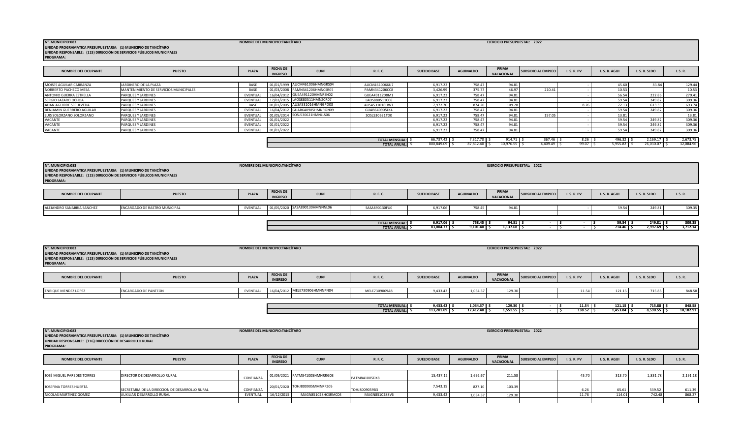**N°. MUNICIPIO:083** | **NOMBRE DEL MUNICIPIO:TANCÍTARO** | **EJERCICIO PRESUPUESTAL: 2022**

**UNIDAD PROGRAMATICA PRESUPUESTARIA: (1) MUNICIPIO DE TANCÍTARO**

**UNIDAD RESPONSABLE: (115) DIRECCIÓN DE SERVICIOS PÚBLICOS MUNICIPALES**

**PROGRAMA:**

| NOMBRE DEL OCUPANTE | PUESTO | PLAZA | FECHA DE INGRESO | CURP | R. F. C. | SUELDO BASE | AGUINALDO | PRIMA VACACIONAL | SUBSIDIO AL EMPLEO | I. S. R. PV | I. S. R. AGUI | I. S. R. SLDO | I. S. R. |
|---|---|---|---|---|---|---|---|---|---|---|---|---|---|
| MOISES AGUILAR CARRANZA | JARDINERO DE LA PLAZA | BASE | 01/01/1999 | AUCM461006HMNGRS04 | AUCM4610066U7 | 6,917.22 | 758.47 | 94.81 | | - | 45.60 | 83.84 | 129.44 |
| NORBERTO PACHECO MESA | MANTENIMIENTO DE SERVICIOS MUNICIPALES | BASE | 01/03/2008 | PAMN341206HMNCSR05 | PAMN341206CC8 | 3,426.99 | 375.77 | 46.97 | 210.41 | - | 10.53 | | 10.53 |
| ANTONIO GUERRA ESTRELLA | PARQUES Y JARDINES | EVENTUAL | 16/04/2012 | GUEA491120HMNRSN02 | GUEA4911208M1 | 6,917.22 | 758.47 | 94.81 | | - | 56.54 | 222.86 | 279.41 |
| SERGIO LAZARO OCHOA | PARQUES Y JARDINES | EVENTUAL | 17/02/2015 | LAOS880511HMNZCR07 | LAOS880511CC6 | 6,917.22 | 758.47 | 94.81 | | - | 59.54 | 249.82 | 309.36 |
| ADAN AGUIRRE SEPULVEDA | PARQUES Y JARDINES | BASE | 01/01/2005 | AUSA531016HMNGPD03 | AUSA531016HW1 | 7,972.70 | 874.20 | 109.28 | | 8.26 | 72.13 | 613.35 | 693.74 |
| BENJAMIN GUERRERO AGUILAR | PARQUES Y JARDINES | EVENTUAL | 16/04/2012 | GUAB640905HMNRGN09 | GUAB640905LK4 | 6,917.22 | 758.47 | 94.81 | | - | 59.54 | 249.82 | 309.36 |
| LUIS SOLORZANO SOLORZANO | PARQUES Y JARDINES | EVENTUAL | 01/05/2014 | SOSL530621HMNLLS06 | SOSL530621TD0 | 6,917.22 | 758.47 | 94.81 | 157.05 | - | 13.81 | | 13.81 |
| VACANTE | PARQUES Y JARDINES | EVENTUAL | 01/01/2022 | | | 6,917.22 | 758.47 | 94.81 | | - | 59.54 | 249.82 | 309.36 |
| VACANTE | PARQUES Y JARDINES | EVENTUAL | 01/01/2022 | | | 6,917.22 | 758.47 | 94.81 | | - | 59.54 | 249.82 | 309.36 |
| VACANTE | PARQUES Y JARDINES | EVENTUAL | 01/01/2022 | | | 6,917.22 | 758.47 | 94.81 | | - | 59.54 | 249.82 | 309.36 |
| | | | | | **TOTAL MENSUAL:** | $ 66,737.42 | $ 7,317.70 | $ 914.71 | $ 367.46 | $ 8.26 | $ 496.32 | $ 2,169.17 | $ 2,673.75 |
| | | | | | **TOTAL ANUAL:** | $ 800,849.09 | $ 87,812.40 | $ 10,976.55 | $ 4,409.49 | $ 99.07 | $ 5,955.82 | $ 26,030.07 | $ 32,084.96 |

**N°. MUNICIPIO:083** | **NOMBRE DEL MUNICIPIO:TANCÍTARO** | **EJERCICIO PRESUPUESTAL: 2022**

**UNIDAD PROGRAMATICA PRESUPUESTARIA: (1) MUNICIPIO DE TANCÍTARO**

**UNIDAD RESPONSABLE: (115) DIRECCIÓN DE SERVICIOS PÚBLICOS MUNICIPALES**

**PROGRAMA:**

| NOMBRE DEL OCUPANTE | PUESTO | PLAZA | FECHA DE INGRESO | CURP | R. F. C. | SUELDO BASE | AGUINALDO | PRIMA VACACIONAL | SUBSIDIO AL EMPLEO | I. S. R. PV | I. S. R. AGUI | I. S. R. SLDO | I. S. R. |
|---|---|---|---|---|---|---|---|---|---|---|---|---|---|
| ALEJANDRO SANABRIA SANCHEZ | ENCARGADO DE RASTRO MUNICIPAL | EVENTUAL | 01/05/2020 | SASA890130HMNNNL06 | SASA890130FU0 | 6,917.06 | 758.45 | 94.81 | | | 59.54 | 249.81 | 309.35 |
| | | | | | **TOTAL MENSUAL:** | $ 6,917.06 | $ 758.45 | $ 94.81 | $ - | $ - | $ 59.54 | $ 249.81 | $ 309.35 |
| | | | | | **TOTAL ANUAL:** | $ 83,004.77 | $ 9,101.40 | $ 1,137.68 | $ - | $ - | $ 714.46 | $ 2,997.69 | $ 3,712.14 |

**N°. MUNICIPIO:083** | **NOMBRE DEL MUNICIPIO:TANCÍTARO** | **EJERCICIO PRESUPUESTAL: 2022**

**UNIDAD PROGRAMATICA PRESUPUESTARIA: (1) MUNICIPIO DE TANCÍTARO**

**UNIDAD RESPONSABLE: (115) DIRECCIÓN DE SERVICIOS PÚBLICOS MUNICIPALES**

**PROGRAMA:**

| NOMBRE DEL OCUPANTE | PUESTO | PLAZA | FECHA DE INGRESO | CURP | R. F. C. | SUELDO BASE | AGUINALDO | PRIMA VACACIONAL | SUBSIDIO AL EMPLEO | I. S. R. PV | I. S. R. AGUI | I. S. R. SLDO | I. S. R. |
|---|---|---|---|---|---|---|---|---|---|---|---|---|---|
| ENRIQUE MENDEZ LOPEZ | ENCARGADO DE PANTEON | EVENTUAL | 16/04/2012 | MELE730906HMNNPN04 | MELE7309069A8 | 9,433.42 | 1,034.37 | 129.30 | | 11.54 | 121.15 | 715.88 | 848.58 |
| | | | | | **TOTAL MENSUAL:** | $ 9,433.42 | $ 1,034.37 | $ 129.30 | $ - | $ 11.54 | $ 121.15 | $ 715.88 | $ 848.58 |
| | | | | | **TOTAL ANUAL:** | $ 113,201.09 | $ 12,412.40 | $ 1,551.55 | $ - | $ 138.52 | $ 1,453.84 | $ 8,590.55 | $ 10,182.91 |

**N°. MUNICIPIO:083** | **NOMBRE DEL MUNICIPIO:TANCÍTARO** | **EJERCICIO PRESUPUESTAL: 2022**

**UNIDAD PROGRAMATICA PRESUPUESTARIA: (1) MUNICIPIO DE TANCÍTARO**

**UNIDAD RESPONSABLE: (116) DIRECCIÓN DE DESARROLLO RURAL**

**PROGRAMA:**

| NOMBRE DEL OCUPANTE | PUESTO | PLAZA | FECHA DE INGRESO | CURP | R. F. C. | SUELDO BASE | AGUINALDO | PRIMA VACACIONAL | SUBSIDIO AL EMPLEO | I. S. R. PV | I. S. R. AGUI | I. S. R. SLDO | I. S. R. |
|---|---|---|---|---|---|---|---|---|---|---|---|---|---|
| JOSÉ MIGUEL PAREDES TORRES | DIRECTOR DE DESARROLLO RURAL | CONFIANZA | 01/09/2021 | PATM841005HMNRRG03 | PATM841005DX8 | 15,437.12 | 1,692.67 | 211.58 | | 45.70 | 313.70 | 1,831.78 | 2,191.18 |
| JOSEFINA TORRES HUERTA | SECRETARIA DE LA DIRECCION DE DESARROLLO RURAL | CONFIANZA | 20/01/2020 | TOHJ800905MMNRRS05 | TOHJ800905983 | 7,543.15 | 827.10 | 103.39 | | 6.26 | 65.61 | 539.52 | 611.39 |
| NICOLAS MARTINEZ GOMEZ | AUXILIAR DESARROLLO RURAL | EVENTUAL | 16/12/2015 | MAGN851028HCSRMC04 | MAGN8510288V6 | 9,433.42 | 1,034.37 | 129.30 | | 11.78 | 114.01 | 742.48 | 868.27 |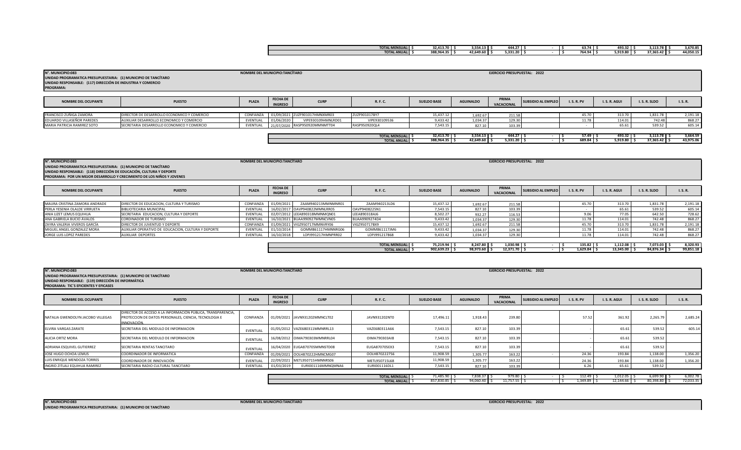| | | | | | | | | | | | | | |
|---|---|---|---|---|---|---|---|---|---|---|---|---|---|
| | | | | | TOTAL MENSUAL: | $ 32,413.70 | $ 3,554.13 | $ 444.27 | $ - | $ 63.74 | $ 493.32 | $ 3,113.78 | $ 3,670.85 |
| | | | | | TOTAL ANUAL: | $ 388,964.35 | $ 42,649.60 | $ 5,331.20 | $ - | $ 764.94 | $ 5,919.80 | $ 37,365.42 | $ 44,050.15 |

**N°. MUNICIPIO:083** NOMBRE DEL MUNICIPIO:TANCÍTARO EJERCICIO PRESUPUESTAL: 2022

**UNIDAD PROGRAMATICA PRESUPUESTARIA: (1) MUNICIPIO DE TANCÍTARO**

**UNIDAD RESPONSABLE: (117) DIRECCIÓN DE INDUSTRIA Y COMERCIO**

**PROGRAMA:**

| NOMBRE DEL OCUPANTE | PUESTO | PLAZA | FECHA DE INGRESO | CURP | R. F. C. | SUELDO BASE | AGUINALDO | PRIMA VACACIONAL | SUBSIDIO AL EMPLEO | I. S. R. PV | I. S. R. AGUI | I. S. R. SLDO | I. S. R. |
|---|---|---|---|---|---|---|---|---|---|---|---|---|---|
| FRANCISCO ZUÑIGA ZAMORA | DIRECTOR DE DESARROLLO ECONOMICO Y COMERCIO | CONFIANZA | 01/09/2021 | ZUZF901017HMNXMR03 | ZUZF9010178Y7 | 15,437.12 | 1,692.67 | 211.58 | | 45.70 | 313.70 | 1,831.78 | 2,191.18 |
| EDUARDO VILLASEÑOR PAREDES | AUXILIAR DESARROLLO ECONOMICO Y COMERCIO | EVENTUAL | 01/06/2020 | VIPE930109HMNLRD01 | VIPE930109536 | 9,433.42 | 1,034.37 | 129.30 | | 11.78 | 114.01 | 742.48 | 868.27 |
| MARIA PATRICIA RAMIREZ SOTO | SECRETARIA DESARROLLO ECONOMICO Y COMERCIO | EVENTUAL | 21/07/2020 | RASP950920MMNMTT04 | RASP950920QL4 | 7,543.15 | 827.10 | 103.39 | | - | 65.61 | 539.52 | 605.14 |
| | | | | | TOTAL MENSUAL: | $ 32,413.70 | $ 3,554.13 | $ 444.27 | $ - | $ 57.49 | $ 493.32 | $ 3,113.78 | $ 3,664.59 |
| | | | | | TOTAL ANUAL: | $ 388,964.35 | $ 42,649.60 | $ 5,331.20 | $ - | $ 689.84 | $ 5,919.80 | $ 37,365.42 | $ 43,975.06 |

**N°. MUNICIPIO:083** NOMBRE DEL MUNICIPIO:TANCÍTARO EJERCICIO PRESUPUESTAL: 2022

**UNIDAD PROGRAMATICA PRESUPUESTARIA: (1) MUNICIPIO DE TANCÍTARO**

**UNIDAD RESPONSABLE: (118) DIRECCIÓN DE EDUCACIÓN, CULTURA Y DEPORTE**

**PROGRAMA: POR UN MEJOR DESARROLLO Y CRECIMIENTO DE LOS NIÑOS Y JOVENES**

| NOMBRE DEL OCUPANTE | PUESTO | PLAZA | FECHA DE INGRESO | CURP | R. F. C. | SUELDO BASE | AGUINALDO | PRIMA VACACIONAL | SUBSIDIO AL EMPLEO | I. S. R. PV | I. S. R. AGUI | I. S. R. SLDO | I. S. R. |
|---|---|---|---|---|---|---|---|---|---|---|---|---|---|
| MAURA CRISTINA ZAMORA ANDRADE | DIRECTOR DE EDUCACION, CULTURA Y TURISMO | CONFIANZA | 01/09/2021 | ZAAM940213MMNMNR01 | ZAAM940213LD6 | 15,437.12 | 1,692.67 | 211.58 | | 45.70 | 313.70 | 1,831.78 | 2,191.18 |
| PERLA YESENIA OLALDE VIRRUETA | BIBLIOTECARIA MUNICIPAL | EVENTUAL | 16/02/2017 | OAVP940822MMNLRR05 | OAVP940822SN1 | 7,543.15 | 827.10 | 103.39 | | - | 65.61 | 539.52 | 605.14 |
| ANIA LIZET LEMUS EQUIHUA | SECRETARIA EDUCACION, CULTURA Y DEPORTE | EVENTUAL | 02/07/2012 | LEEA890318MMNMQN01 | LEEA890318AJ6 | 8,502.27 | 932.27 | 116.53 | | 9.06 | 77.05 | 642.50 | 728.62 |
| ANA GABRIELA BUCIO ÁVALOS | CORDINADOR DE TURISMO | EVENTUAL | 16/10/2021 | BUAA990927MMNCVN05 | BUAA9909274D4 | 9,433.42 | 1,034.37 | 129.30 | | 11.78 | 114.01 | 742.48 | 868.27 |
| ZAYRA VALERIA VIVEROS GARCÍA | DIRECTOR DE JUVENTUD Y DEPORTE | CONFIANZA | 01/09/2021 | VIGZ950717MMNVRY06 | VIGZ950717BX9 | 15,437.12 | 1,692.67 | 211.58 | | 45.70 | 313.70 | 1,831.78 | 2,191.18 |
| MIGUEL ANGEL GONZALEZ MORA | AUXILIAR OPERATIVO DE EDUCACION, CULTURA Y DEPORTE | EVENTUAL | 01/10/2014 | GOMM861117HMNNRG06 | GOMM861117JM6 | 9,433.42 | 1,034.37 | 129.30 | | 11.78 | 114.01 | 742.48 | 868.27 |
| JORGE LUIS LOPEZ PAREDES | AUXILIAR DEPORTES | EVENTUAL | 16/10/2018 | LOPJ991217HMNPRR02 | LOPJ991217868 | 9,433.42 | 1,034.37 | 129.30 | | 11.78 | 114.01 | 742.48 | 868.27 |
| | | | | | TOTAL MENSUAL: | $ 75,219.94 | $ 8,247.80 | $ 1,030.98 | $ - | $ 135.82 | $ 1,112.08 | $ 7,073.03 | $ 8,320.93 |
| | | | | | TOTAL ANUAL: | $ 902,639.23 | $ 98,973.60 | $ 12,371.70 | $ - | $ 1,629.84 | $ 13,345.00 | $ 84,876.34 | $ 99,851.18 |

**N°. MUNICIPIO:083** NOMBRE DEL MUNICIPIO:TANCÍTARO EJERCICIO PRESUPUESTAL: 2022

**UNIDAD PROGRAMATICA PRESUPUESTARIA: (1) MUNICIPIO DE TANCÍTARO**

**UNIDAD RESPONSABLE: (119) DIRECCIÓN DE INFORMÁTICA**

**PROGRAMA: TIC´S EFICIENTES Y EFICASES**

| NOMBRE DEL OCUPANTE | PUESTO | PLAZA | FECHA DE INGRESO | CURP | R. F. C. | SUELDO BASE | AGUINALDO | PRIMA VACACIONAL | SUBSIDIO AL EMPLEO | I. S. R. PV | I. S. R. AGUI | I. S. R. SLDO | I. S. R. |
|---|---|---|---|---|---|---|---|---|---|---|---|---|---|
| NATALIA GWENDOLYN JACOBO VILLEGAS | DIRECTOR DE ACCESO A LA INFORMACIÓN PÚBLICA, TRANSPARENCIA, PROTECCION DE DATOS PERSONALES, CIENCIA, TECNOLOGIA E INNOVACIÓN. | CONFIANZA | 01/09/2021 | JAVN931202MMNCLT02 | JAVN931202NT0 | 17,496.11 | 1,918.43 | 239.80 | | 57.52 | 361.92 | 2,265.79 | 2,685.24 |
| ELVIRA VARGAS ZARATE | SECRETARIA DEL MODULO DE INFORMACION | EVENTUAL | 01/05/2012 | VAZE680311MMNRRL13 | VAZE680311A66 | 7,543.15 | 827.10 | 103.39 | | - | 65.61 | 539.52 | 605.14 |
| ALICIA ORTIZ MORA | SECRETARIA DEL MODULO DE INFORMACION | EVENTUAL | 16/08/2012 | OIMA790303MMNRRL04 | OIMA790303AI8 | 7,543.15 | 827.10 | 103.39 | | - | 65.61 | 539.52 | |
| ADRIANA ESQUIVEL GUTIERREZ | SECRETARIA RENTAS TANCITARO | EVENTUAL | 16/04/2020 | EUGA870705MMNSTD08 | EUGA870705EX3 | 7,543.15 | 827.10 | 103.39 | | - | 65.61 | 539.52 | |
| JOSE HUGO OCHOA LEMUS | COORDINADOR DE INFORMATICA | CONFIANZA | 01/09/2021 | OOLH870222HMNCMG07 | OOLH870222756 | 11,908.59 | 1,305.77 | 163.22 | - | 24.36 | 193.84 | 1,138.00 | 1,356.20 |
| LUIS ENRIQUE MENDOZA TORRES | COORDINADOR DE INNOVACIÓN | EVENTUAL | 22/09/2021 | METL950715HMNNRS06 | METL950715L68 | 11,908.59 | 1,305.77 | 163.22 | | 24.36 | 193.84 | 1,138.00 | 1,356.20 |
| INGRID ZITLALI EQUIHUA RAMIREZ | SECRETARIA RADIO CULTURAL TANCITARO | EVENTUAL | 01/03/2019 | EURI001116MMNQMNA6 | EURI001116DL1 | 7,543.15 | 827.10 | 103.39 | | 6.26 | 65.61 | 539.52 | |
| | | | | | TOTAL MENSUAL: | $ 71,485.90 | $ 7,838.37 | $ 979.80 | $ - | $ 112.49 | $ 1,012.05 | $ 6,699.90 | $ 6,002.78 |
| | | | | | TOTAL ANUAL: | $ 857,830.85 | $ 94,060.40 | $ 11,757.55 | $ - | $ 1,349.89 | $ 12,144.66 | $ 80,398.80 | $ 72,033.35 |

**N°. MUNICIPIO:083** NOMBRE DEL MUNICIPIO:TANCÍTARO EJERCICIO PRESUPUESTAL: 2022

**UNIDAD PROGRAMATICA PRESUPUESTARIA: (1) MUNICIPIO DE TANCÍTARO**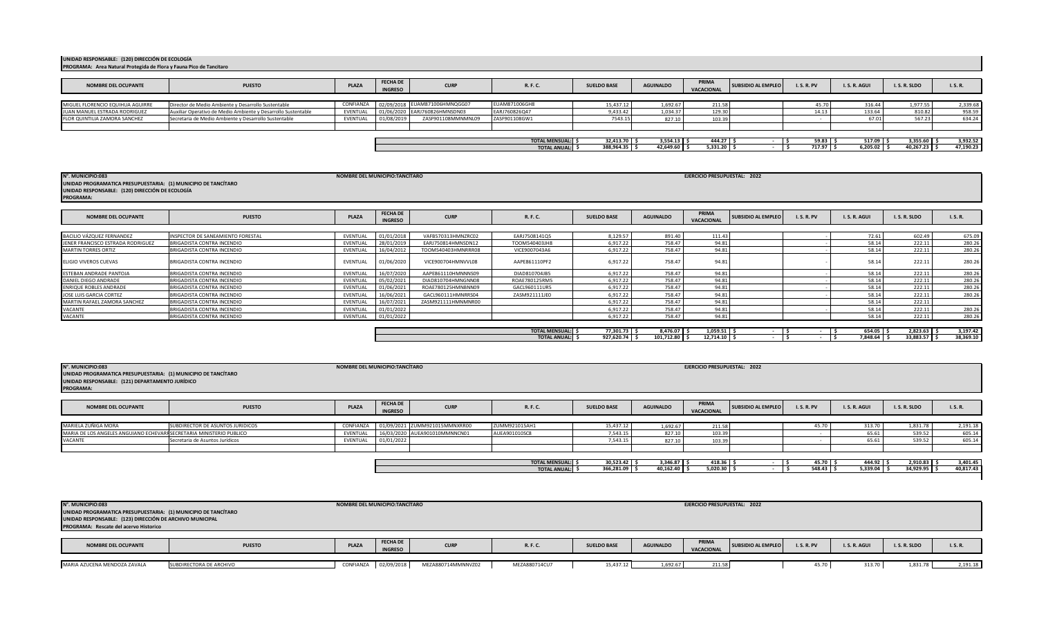**UNIDAD RESPONSABLE: (120) DIRECCIÓN DE ECOLOGÍA**
**PROGRAMA: Area Natural Protegida de Flora y Fauna Pico de Tancítaro**

| NOMBRE DEL OCUPANTE | PUESTO | PLAZA | FECHA DE INGRESO | CURP | R. F. C. | SUELDO BASE | AGUINALDO | PRIMA VACACIONAL | SUBSIDIO AL EMPLEO | I. S. R. PV | I. S. R. AGUI | I. S. R. SLDO | I. S. R. |
|---|---|---|---|---|---|---|---|---|---|---|---|---|---|
| MIGUEL FLORENCIO EQUIHUA AGUIRRE | Director de Medio Ambiente y Desarrollo Sustentable | CONFIANZA | 02/09/2018 | EUAM871006HMNQGG07 | EUAM871006GH8 | 15,437.12 | 1,692.67 | 211.58 | | 45.70 | 316.44 | 1,977.55 | 2,339.68 |
| JUAN MANUEL ESTRADA RODRIGUEZ | Auxiliar Operativo de Medio Ambiente y Desarrollo Sustentable | EVENTUAL | 01/06/2020 | EARJ760826HMNSDN03 | EARJ760826Q47 | 9,433.42 | 1,034.37 | 129.30 | | 14.13 | 133.64 | 810.82 | 958.59 |
| FLOR QUINTILIA ZAMORA SANCHEZ | Secretaria de Medio Ambiente y Desarrollo Sustentable | EVENTUAL | 01/08/2019 | ZASF901108MMNMNL09 | ZASF901108GW1 | 7543.15 | 827.10 | 103.39 | | - | 67.01 | 567.23 | 634.24 |
| | | | | | TOTAL MENSUAL: | $ 32,413.70 | $ 3,554.13 | $ 444.27 | $ - | $ 59.83 | $ 517.09 | $ 3,355.60 | $ 3,932.52 |
| | | | | | TOTAL ANUAL: | $ 388,964.35 | $ 42,649.60 | $ 5,331.20 | $ - | $ 717.97 | $ 6,205.02 | $ 40,267.23 | $ 47,190.23 |

**N°. MUNICIPIO:083** NOMBRE DEL MUNICIPIO:TANCÍTARO EJERCICIO PRESUPUESTAL: 2022
**UNIDAD PROGRAMATICA PRESUPUESTARIA: (1) MUNICIPIO DE TANCÍTARO**
**UNIDAD RESPONSABLE: (120) DIRECCIÓN DE ECOLOGÍA**
**PROGRAMA:**

| NOMBRE DEL OCUPANTE | PUESTO | PLAZA | FECHA DE INGRESO | CURP | R. F. C. | SUELDO BASE | AGUINALDO | PRIMA VACACIONAL | SUBSIDIO AL EMPLEO | I. S. R. PV | I. S. R. AGUI | I. S. R. SLDO | I. S. R. |
|---|---|---|---|---|---|---|---|---|---|---|---|---|---|
| BACILIO VÁZQUEZ FERNANDEZ | INSPECTOR DE SANEAMIENTO FORESTAL | EVENTUAL | 01/01/2018 | VAFB570313HMNZRC02 | EARJ7508141Q5 | 8,129.57 | 891.40 | 111.43 | | - | 72.61 | 602.49 | 675.09 |
| JENER FRANCISCO ESTRADA RODRIGUEZ | BRIGADISTA CONTRA INCENDIO | EVENTUAL | 28/01/2019 | EARJ750814HMNSDN12 | TOOM540403JH8 | 6,917.22 | 758.47 | 94.81 | | - | 58.14 | 222.11 | 280.26 |
| MARTIN TORRES ORTIZ | BRIGADISTA CONTRA INCENDIO | EVENTUAL | 16/04/2012 | TOOM540403HMNRRR08 | VICE9007043A6 | 6,917.22 | 758.47 | 94.81 | | - | 58.14 | 222.11 | 280.26 |
| ELIGIO VIVEROS CUEVAS | BRIGADISTA CONTRA INCENDIO | EVENTUAL | 01/06/2020 | VICE900704HMNVVL08 | AAPE861110PF2 | 6,917.22 | 758.47 | 94.81 | | - | 58.14 | 222.11 | 280.26 |
| ESTEBAN ANDRADE PANTOJA | BRIGADISTA CONTRA INCENDIO | EVENTUAL | 16/07/2020 | AAPE861110HMNNNS09 | DIAD810704JB5 | 6,917.22 | 758.47 | 94.81 | | - | 58.14 | 222.11 | 280.26 |
| DANIEL DIEGO ANDRADE | BRIGADISTA CONTRA INCENDIO | EVENTUAL | 05/02/2021 | DIAD810704HMNGNN08 | ROAE780125RM5 | 6,917.22 | 758.47 | 94.81 | | - | 58.14 | 222.11 | 280.26 |
| ENRIQUE ROBLES ANDRADE | BRIGADISTA CONTRA INCENDIO | EVENTUAL | 01/06/2021 | ROAE780125HMNBNN09 | GACL960111UR5 | 6,917.22 | 758.47 | 94.81 | | - | 58.14 | 222.11 | 280.26 |
| JOSE LUIS GARCIA CORTEZ | BRIGADISTA CONTRA INCENDIO | EVENTUAL | 16/06/2021 | GACL960111HMNRRS04 | ZASM921111JE0 | 6,917.22 | 758.47 | 94.81 | | - | 58.14 | 222.11 | 280.26 |
| MARTIN RAFAEL ZAMORA SANCHEZ | BRIGADISTA CONTRA INCENDIO | EVENTUAL | 16/07/2021 | ZASM921111HMNMNR00 | | 6,917.22 | 758.47 | 94.81 | | | 58.14 | 222.11 | |
| VACANTE | BRIGADISTA CONTRA INCENDIO | EVENTUAL | 01/01/2022 | | | 6,917.22 | 758.47 | 94.81 | | - | 58.14 | 222.11 | 280.26 |
| VACANTE | BRIGADISTA CONTRA INCENDIO | EVENTUAL | 01/01/2022 | | | 6,917.22 | 758.47 | 94.81 | | | 58.14 | 222.11 | 280.26 |
| | | | | | TOTAL MENSUAL: | $ 77,301.73 | $ 8,476.07 | $ 1,059.51 | $ - | $ - | $ 654.05 | $ 2,823.63 | $ 3,197.42 |
| | | | | | TOTAL ANUAL: | $ 927,620.74 | $ 101,712.80 | $ 12,714.10 | $ - | $ - | $ 7,848.64 | $ 33,883.57 | $ 38,369.10 |

**N°. MUNICIPIO:083** NOMBRE DEL MUNICIPIO:TANCÍTARO EJERCICIO PRESUPUESTAL: 2022
**UNIDAD PROGRAMATICA PRESUPUESTARIA: (1) MUNICIPIO DE TANCÍTARO**
**UNIDAD RESPONSABLE: (121) DEPARTAMENTO JURÍDICO**
**PROGRAMA:**

| NOMBRE DEL OCUPANTE | PUESTO | PLAZA | FECHA DE INGRESO | CURP | R. F. C. | SUELDO BASE | AGUINALDO | PRIMA VACACIONAL | SUBSIDIO AL EMPLEO | I. S. R. PV | I. S. R. AGUI | I. S. R. SLDO | I. S. R. |
|---|---|---|---|---|---|---|---|---|---|---|---|---|---|
| MARIELA ZUÑIGA MORA | SUBDIRECTOR DE ASUNTOS JURIDICOS | CONFIANZA | 01/09/2021 | ZUMM921015MMNXRR00 | ZUMM921015AH1 | 15,437.12 | 1,692.67 | 211.58 | | 45.70 | 313.70 | 1,831.78 | 2,191.18 |
| MARIA DE LOS ANGELES ANGUIANO ECHEVARRIA | SECRETARIA MINISTERIO PUBLICO | EVENTUAL | 16/03/2020 | AUEA901010MMNNCN01 | AUEA901010SC8 | 7,543.15 | 827.10 | 103.39 | | - | 65.61 | 539.52 | 605.14 |
| VACANTE | Secretaria de Asuntos Jurídicos | EVENTUAL | 01/01/2022 | | | 7,543.15 | 827.10 | 103.39 | | - | 65.61 | 539.52 | 605.14 |
| | | | | | TOTAL MENSUAL: | $ 30,523.42 | $ 3,346.87 | $ 418.36 | $ - | $ 45.70 | $ 444.92 | $ 2,910.83 | $ 3,401.45 |
| | | | | | TOTAL ANUAL: | $ 366,281.09 | $ 40,162.40 | $ 5,020.30 | $ - | $ 548.43 | $ 5,339.04 | $ 34,929.95 | $ 40,817.43 |

**N°. MUNICIPIO:083** NOMBRE DEL MUNICIPIO:TANCÍTARO EJERCICIO PRESUPUESTAL: 2022
**UNIDAD PROGRAMATICA PRESUPUESTARIA: (1) MUNICIPIO DE TANCÍTARO**
**UNIDAD RESPONSABLE: (123) DIRECCIÓN DE ARCHIVO MUNICIPAL**
**PROGRAMA: Rescate del acervo Historico**

| NOMBRE DEL OCUPANTE | PUESTO | PLAZA | FECHA DE INGRESO | CURP | R. F. C. | SUELDO BASE | AGUINALDO | PRIMA VACACIONAL | SUBSIDIO AL EMPLEO | I. S. R. PV | I. S. R. AGUI | I. S. R. SLDO | I. S. R. |
|---|---|---|---|---|---|---|---|---|---|---|---|---|---|
| MARIA AZUCENA MENDOZA ZAVALA | SUBDIRECTORA DE ARCHIVO | CONFIANZA | 02/09/2018 | MEZA880714MMNNVZ02 | MEZA880714CU7 | 15,437.12 | 1,692.67 | 211.58 | | 45.70 | 313.70 | 1,831.78 | 2,191.18 |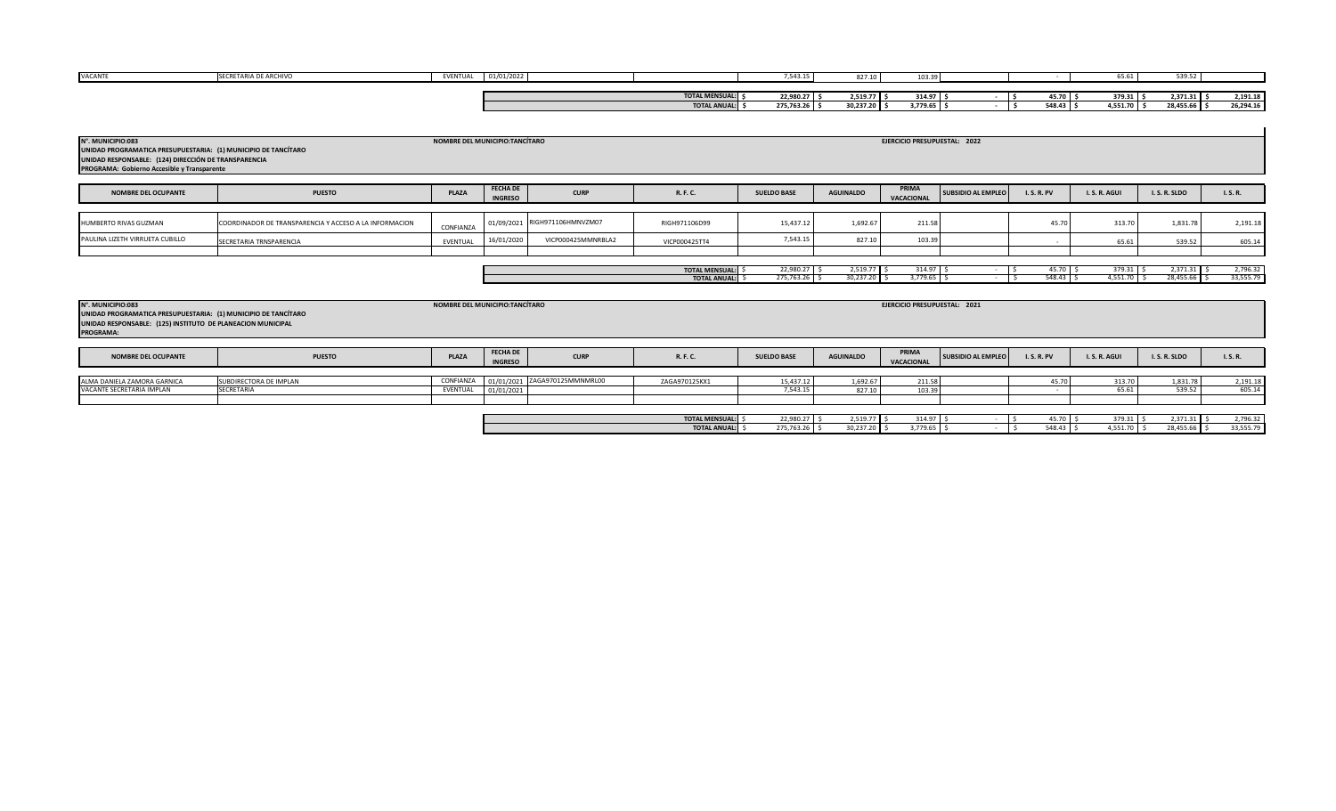| NOMBRE DEL OCUPANTE | PUESTO | PLAZA | FECHA DE INGRESO | CURP | R. F. C. | SUELDO BASE | AGUINALDO | PRIMA VACACIONAL | SUBSIDIO AL EMPLEO | I. S. R. PV | I. S. R. AGUI | I. S. R. SLDO | I. S. R. |
|---|---|---|---|---|---|---|---|---|---|---|---|---|---|
| VACANTE | SECRETARIA DE ARCHIVO | EVENTUAL | 01/01/2022 | | | 7,543.15 | 827.10 | 103.39 | | - | 65.61 | 539.52 | |
| | | | | | TOTAL MENSUAL: | $ 22,980.27 | $ 2,519.77 | $ 314.97 | $ - | $ 45.70 | $ 379.31 | $ 2,371.31 | $ 2,191.18 |
| | | | | | TOTAL ANUAL: | $ 275,763.26 | $ 30,237.20 | $ 3,779.65 | $ - | $ 548.43 | $ 4,551.70 | $ 28,455.66 | $ 26,294.16 |

**N°. MUNICIPIO:083** **NOMBRE DEL MUNICIPIO:TANCÍTARO** **EJERCICIO PRESUPUESTAL: 2022**

**UNIDAD PROGRAMATICA PRESUPUESTARIA: (1) MUNICIPIO DE TANCÍTARO**

**UNIDAD RESPONSABLE: (124) DIRECCIÓN DE TRANSPARENCIA**

**PROGRAMA: Gobierno Accesible y Transparente**

| NOMBRE DEL OCUPANTE | PUESTO | PLAZA | FECHA DE INGRESO | CURP | R. F. C. | SUELDO BASE | AGUINALDO | PRIMA VACACIONAL | SUBSIDIO AL EMPLEO | I. S. R. PV | I. S. R. AGUI | I. S. R. SLDO | I. S. R. |
|---|---|---|---|---|---|---|---|---|---|---|---|---|---|
| HUMBERTO RIVAS GUZMAN | COORDINADOR DE TRANSPARENCIA Y ACCESO A LA INFORMACION | CONFIANZA | 01/09/2021 | RIGH971106HMNVZM07 | RIGH971106D99 | 15,437.12 | 1,692.67 | 211.58 | | 45.70 | 313.70 | 1,831.78 | 2,191.18 |
| PAULINA LIZETH VIRRUETA CUBILLO | SECRETARIA TRNSPARENCIA | EVENTUAL | 16/01/2020 | VICP000425MMNRBLA2 | VICP000425TT4 | 7,543.15 | 827.10 | 103.39 | | - | 65.61 | 539.52 | 605.14 |
| | | | | | TOTAL MENSUAL: | $ 22,980.27 | $ 2,519.77 | $ 314.97 | $ - | $ 45.70 | $ 379.31 | $ 2,371.31 | $ 2,796.32 |
| | | | | | TOTAL ANUAL: | $ 275,763.26 | $ 30,237.20 | $ 3,779.65 | $ - | $ 548.43 | $ 4,551.70 | $ 28,455.66 | $ 33,555.79 |

**N°. MUNICIPIO:083** **NOMBRE DEL MUNICIPIO:TANCÍTARO** **EJERCICIO PRESUPUESTAL: 2021**

**UNIDAD PROGRAMATICA PRESUPUESTARIA: (1) MUNICIPIO DE TANCÍTARO**

**UNIDAD RESPONSABLE: (125) INSTITUTO DE PLANEACION MUNICIPAL**

**PROGRAMA:**

| NOMBRE DEL OCUPANTE | PUESTO | PLAZA | FECHA DE INGRESO | CURP | R. F. C. | SUELDO BASE | AGUINALDO | PRIMA VACACIONAL | SUBSIDIO AL EMPLEO | I. S. R. PV | I. S. R. AGUI | I. S. R. SLDO | I. S. R. |
|---|---|---|---|---|---|---|---|---|---|---|---|---|---|
| ALMA DANIELA ZAMORA GARNICA | SUBDIRECTORA DE IMPLAN | CONFIANZA | 01/01/2021 | ZAGA970125MMNMRL00 | ZAGA970125KX1 | 15,437.12 | 1,692.67 | 211.58 | | 45.70 | 313.70 | 1,831.78 | 2,191.18 |
| VACANTE SECRETARIA IMPLAN | SECRETARIA | EVENTUAL | 01/01/2021 | | | 7,543.15 | 827.10 | 103.39 | | - | 65.61 | 539.52 | 605.14 |
| | | | | | TOTAL MENSUAL: | $ 22,980.27 | $ 2,519.77 | $ 314.97 | $ - | $ 45.70 | $ 379.31 | $ 2,371.31 | $ 2,796.32 |
| | | | | | TOTAL ANUAL: | $ 275,763.26 | $ 30,237.20 | $ 3,779.65 | $ - | $ 548.43 | $ 4,551.70 | $ 28,455.66 | $ 33,555.79 |